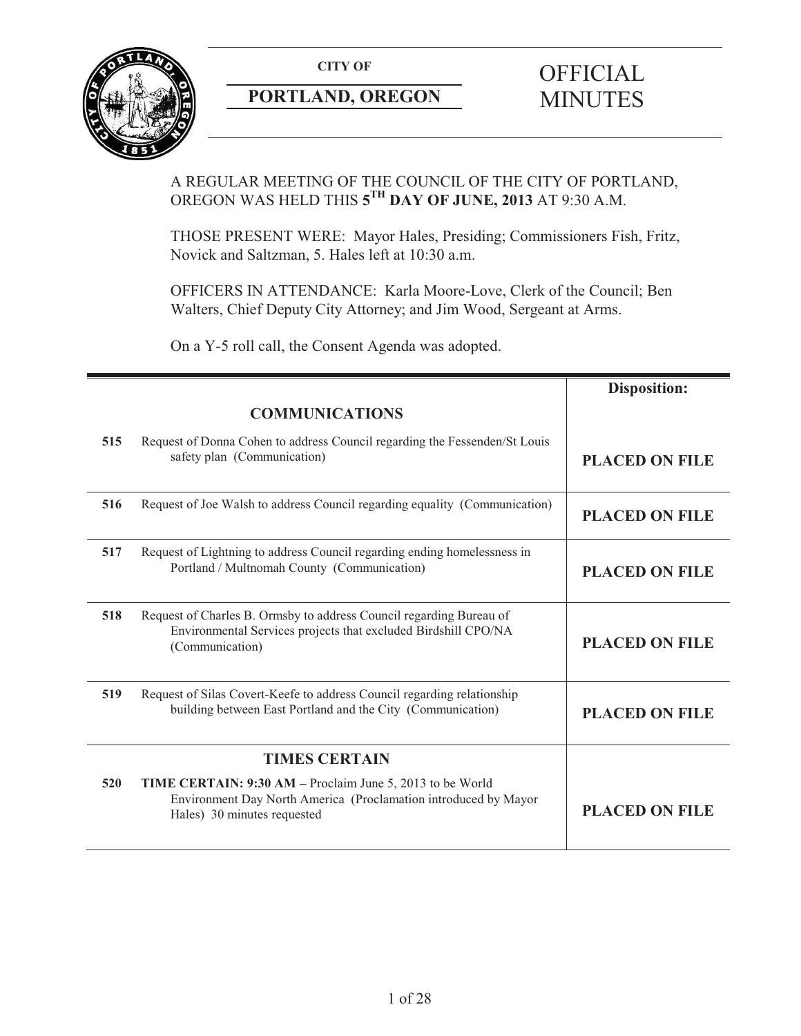**CITY OF**

**PORTLAND, OREGON**

# OFFICIAL MINUTES

A REGULAR MEETING OF THE COUNCIL OF THE CITY OF PORTLAND, OREGON WAS HELD THIS **5$^{TH}$ DAY OF JUNE, 2013** AT 9:30 A.M.

THOSE PRESENT WERE: Mayor Hales, Presiding; Commissioners Fish, Fritz, Novick and Saltzman, 5. Hales left at 10:30 a.m.

OFFICERS IN ATTENDANCE: Karla Moore-Love, Clerk of the Council; Ben Walters, Chief Deputy City Attorney; and Jim Wood, Sergeant at Arms.

On a Y-5 roll call, the Consent Agenda was adopted.

| | | **Disposition:** |
|---|---|---|
| | **COMMUNICATIONS** | |
| **515** | Request of Donna Cohen to address Council regarding the Fessenden/St Louis safety plan (Communication) | **PLACED ON FILE** |
| **516** | Request of Joe Walsh to address Council regarding equality (Communication) | **PLACED ON FILE** |
| **517** | Request of Lightning to address Council regarding ending homelessness in Portland / Multnomah County (Communication) | **PLACED ON FILE** |
| **518** | Request of Charles B. Ormsby to address Council regarding Bureau of Environmental Services projects that excluded Birdshill CPO/NA (Communication) | **PLACED ON FILE** |
| **519** | Request of Silas Covert-Keefe to address Council regarding relationship building between East Portland and the City (Communication) | **PLACED ON FILE** |
| | **TIMES CERTAIN** | |
| **520** | **TIME CERTAIN: 9:30 AM –** Proclaim June 5, 2013 to be World Environment Day North America (Proclamation introduced by Mayor Hales) 30 minutes requested | **PLACED ON FILE** |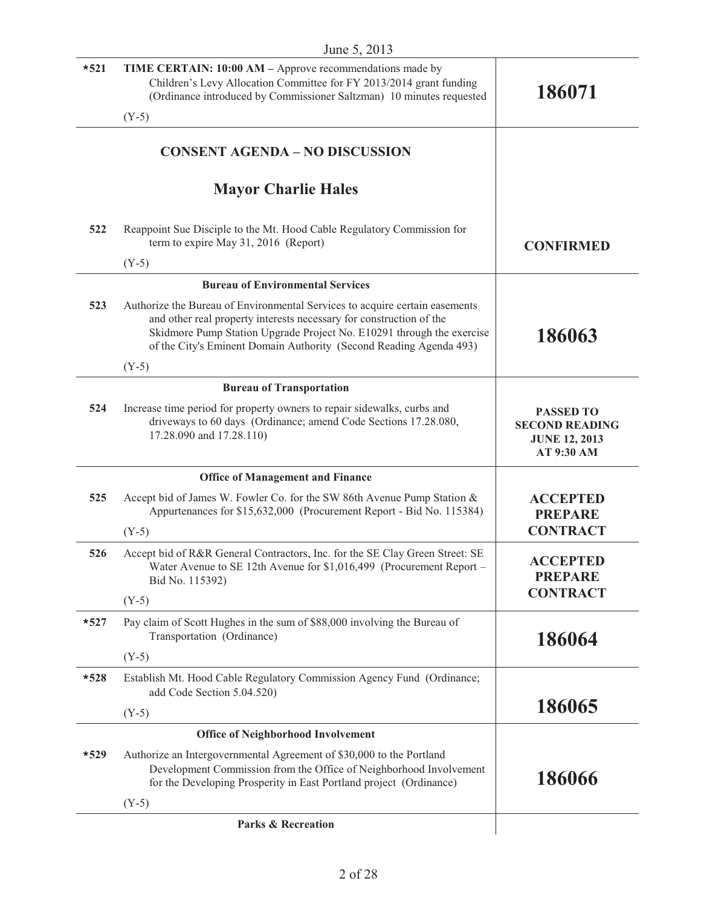| | | |
|---|---|---|
| *521 | **TIME CERTAIN: 10:00 AM** – Approve recommendations made by Children's Levy Allocation Committee for FY 2013/2014 grant funding (Ordinance introduced by Commissioner Saltzman) 10 minutes requested<br><br>(Y-5) | **186071** |

## CONSENT AGENDA – NO DISCUSSION

## Mayor Charlie Hales

| | | |
|---|---|---|
| 522 | Reappoint Sue Disciple to the Mt. Hood Cable Regulatory Commission for term to expire May 31, 2016 (Report)<br><br>(Y-5) | **CONFIRMED** |
| | **Bureau of Environmental Services** | |
| 523 | Authorize the Bureau of Environmental Services to acquire certain easements and other real property interests necessary for construction of the Skidmore Pump Station Upgrade Project No. E10291 through the exercise of the City's Eminent Domain Authority (Second Reading Agenda 493)<br><br>(Y-5) | **186063** |
| | **Bureau of Transportation** | |
| 524 | Increase time period for property owners to repair sidewalks, curbs and driveways to 60 days (Ordinance; amend Code Sections 17.28.080, 17.28.090 and 17.28.110) | **PASSED TO SECOND READING JUNE 12, 2013 AT 9:30 AM** |
| | **Office of Management and Finance** | |
| 525 | Accept bid of James W. Fowler Co. for the SW 86th Avenue Pump Station & Appurtenances for $15,632,000 (Procurement Report - Bid No. 115384)<br><br>(Y-5) | **ACCEPTED PREPARE CONTRACT** |
| 526 | Accept bid of R&R General Contractors, Inc. for the SE Clay Green Street: SE Water Avenue to SE 12th Avenue for $1,016,499 (Procurement Report – Bid No. 115392)<br><br>(Y-5) | **ACCEPTED PREPARE CONTRACT** |
| *527 | Pay claim of Scott Hughes in the sum of $88,000 involving the Bureau of Transportation (Ordinance)<br><br>(Y-5) | **186064** |
| *528 | Establish Mt. Hood Cable Regulatory Commission Agency Fund (Ordinance; add Code Section 5.04.520)<br><br>(Y-5) | **186065** |
| | **Office of Neighborhood Involvement** | |
| *529 | Authorize an Intergovernmental Agreement of $30,000 to the Portland Development Commission from the Office of Neighborhood Involvement for the Developing Prosperity in East Portland project (Ordinance)<br><br>(Y-5) | **186066** |
| | **Parks & Recreation** | |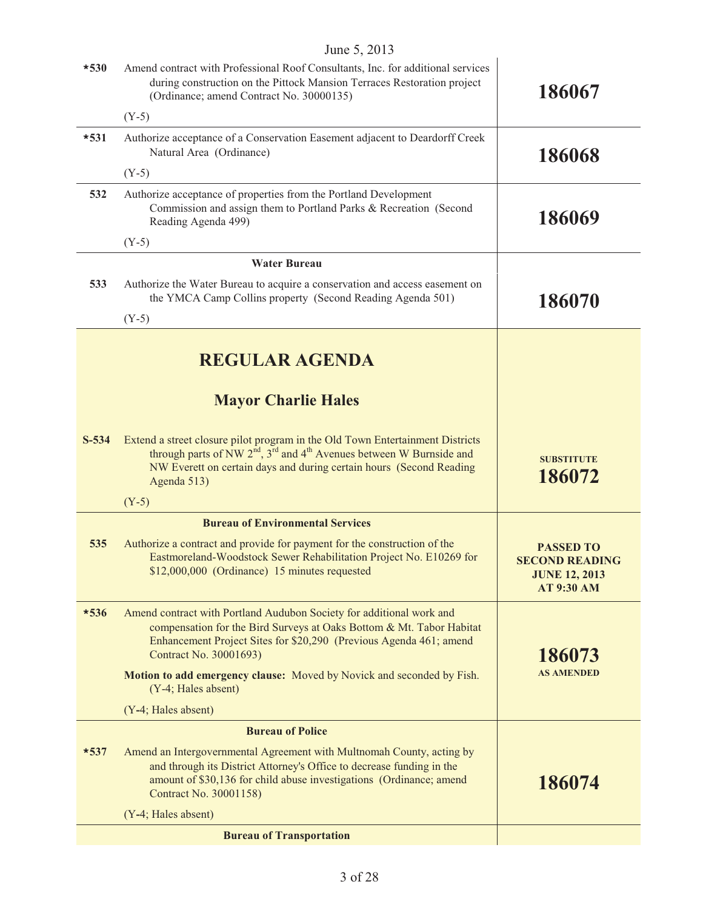June 5, 2013

| | | |
|---|---|---|
| *530 | Amend contract with Professional Roof Consultants, Inc. for additional services during construction on the Pittock Mansion Terraces Restoration project (Ordinance; amend Contract No. 30000135)<br><br>(Y-5) | **186067** |
| *531 | Authorize acceptance of a Conservation Easement adjacent to Deardorff Creek Natural Area (Ordinance)<br><br>(Y-5) | **186068** |
| 532 | Authorize acceptance of properties from the Portland Development Commission and assign them to Portland Parks & Recreation (Second Reading Agenda 499)<br><br>(Y-5) | **186069** |
| | **Water Bureau** | |
| 533 | Authorize the Water Bureau to acquire a conservation and access easement on the YMCA Camp Collins property (Second Reading Agenda 501)<br><br>(Y-5) | **186070** |

# REGULAR AGENDA

## Mayor Charlie Hales

| | | |
|---|---|---|
| S-534 | Extend a street closure pilot program in the Old Town Entertainment Districts through parts of NW 2nd, 3rd and 4th Avenues between W Burnside and NW Everett on certain days and during certain hours (Second Reading Agenda 513)<br><br>(Y-5) | **SUBSTITUTE 186072** |
| | **Bureau of Environmental Services** | |
| 535 | Authorize a contract and provide for payment for the construction of the Eastmoreland-Woodstock Sewer Rehabilitation Project No. E10269 for $12,000,000 (Ordinance) 15 minutes requested | **PASSED TO SECOND READING JUNE 12, 2013 AT 9:30 AM** |
| *536 | Amend contract with Portland Audubon Society for additional work and compensation for the Bird Surveys at Oaks Bottom & Mt. Tabor Habitat Enhancement Project Sites for $20,290 (Previous Agenda 461; amend Contract No. 30001693)<br><br>**Motion to add emergency clause:** Moved by Novick and seconded by Fish. (Y-4; Hales absent)<br><br>(Y-4; Hales absent) | **186073 AS AMENDED** |
| | **Bureau of Police** | |
| *537 | Amend an Intergovernmental Agreement with Multnomah County, acting by and through its District Attorney's Office to decrease funding in the amount of $30,136 for child abuse investigations (Ordinance; amend Contract No. 30001158)<br><br>(Y-4; Hales absent) | **186074** |
| | **Bureau of Transportation** | |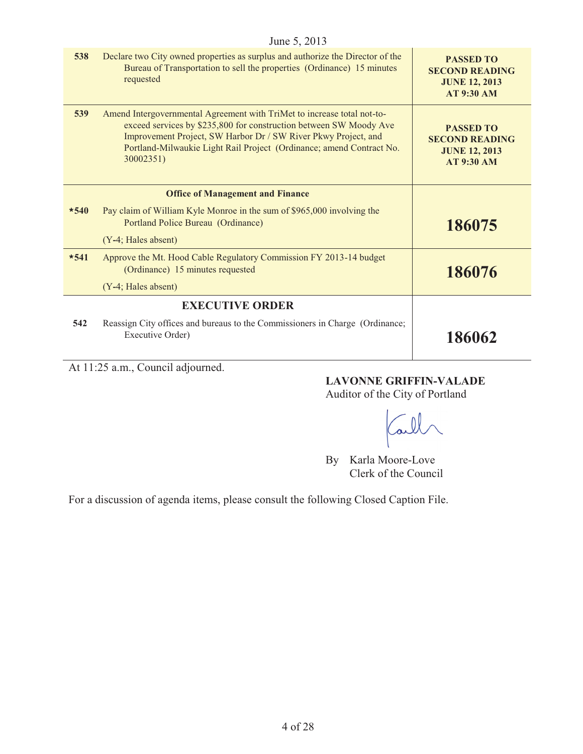June 5, 2013

| | | |
|---|---|---|
| 538 | Declare two City owned properties as surplus and authorize the Director of the Bureau of Transportation to sell the properties (Ordinance) 15 minutes requested | **PASSED TO SECOND READING JUNE 12, 2013 AT 9:30 AM** |
| 539 | Amend Intergovernmental Agreement with TriMet to increase total not-to-exceed services by $235,800 for construction between SW Moody Ave Improvement Project, SW Harbor Dr / SW River Pkwy Project, and Portland-Milwaukie Light Rail Project (Ordinance; amend Contract No. 30002351) | **PASSED TO SECOND READING JUNE 12, 2013 AT 9:30 AM** |
| | **Office of Management and Finance** | |
| *540 | Pay claim of William Kyle Monroe in the sum of $965,000 involving the Portland Police Bureau (Ordinance) (Y-4; Hales absent) | **186075** |
| *541 | Approve the Mt. Hood Cable Regulatory Commission FY 2013-14 budget (Ordinance) 15 minutes requested (Y-4; Hales absent) | **186076** |
| | **EXECUTIVE ORDER** | |
| 542 | Reassign City offices and bureaus to the Commissioners in Charge (Ordinance; Executive Order) | **186062** |

At 11:25 a.m., Council adjourned.

**LAVONNE GRIFFIN-VALADE**
Auditor of the City of Portland

By Karla Moore-Love
Clerk of the Council

For a discussion of agenda items, please consult the following Closed Caption File.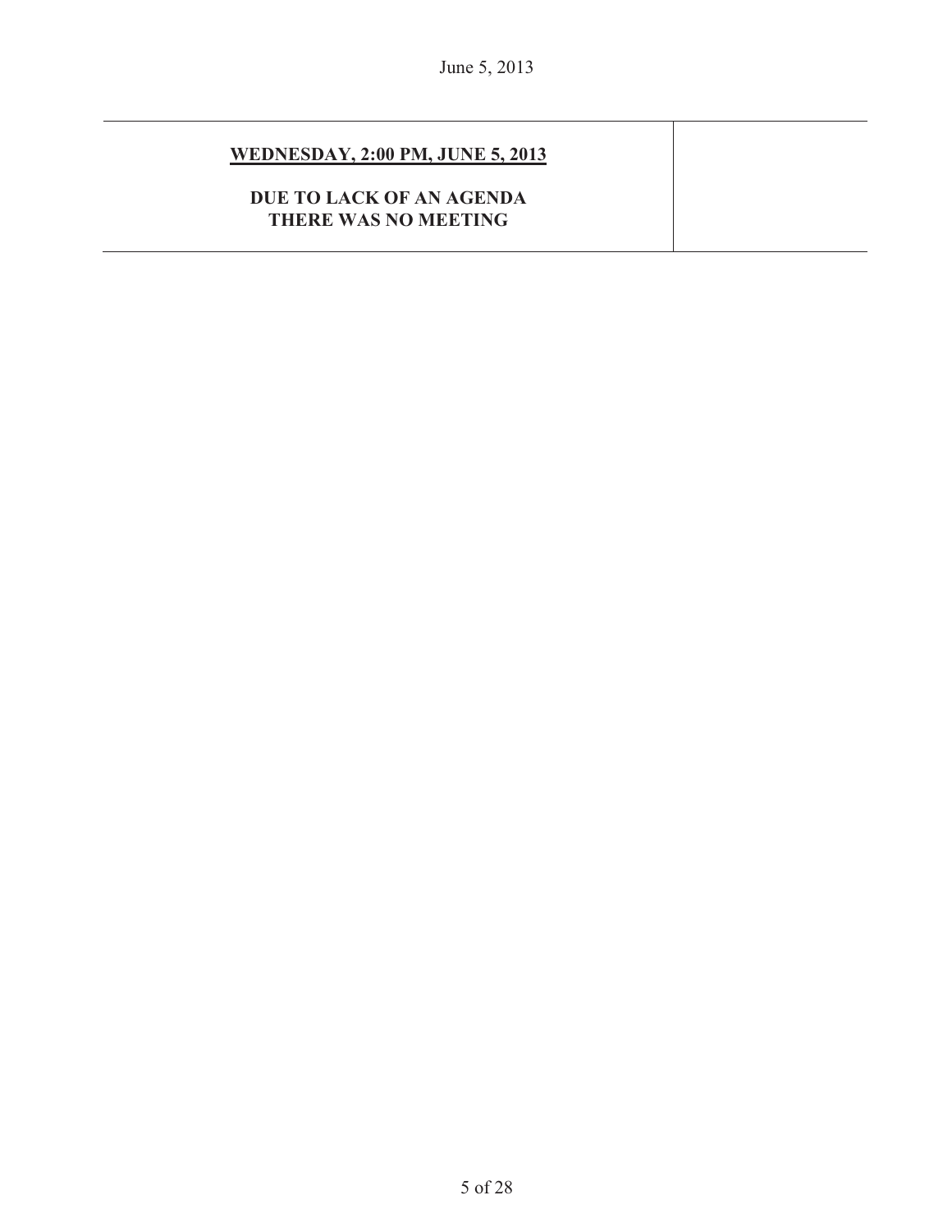**WEDNESDAY, 2:00 PM, JUNE 5, 2013**

**DUE TO LACK OF AN AGENDA THERE WAS NO MEETING**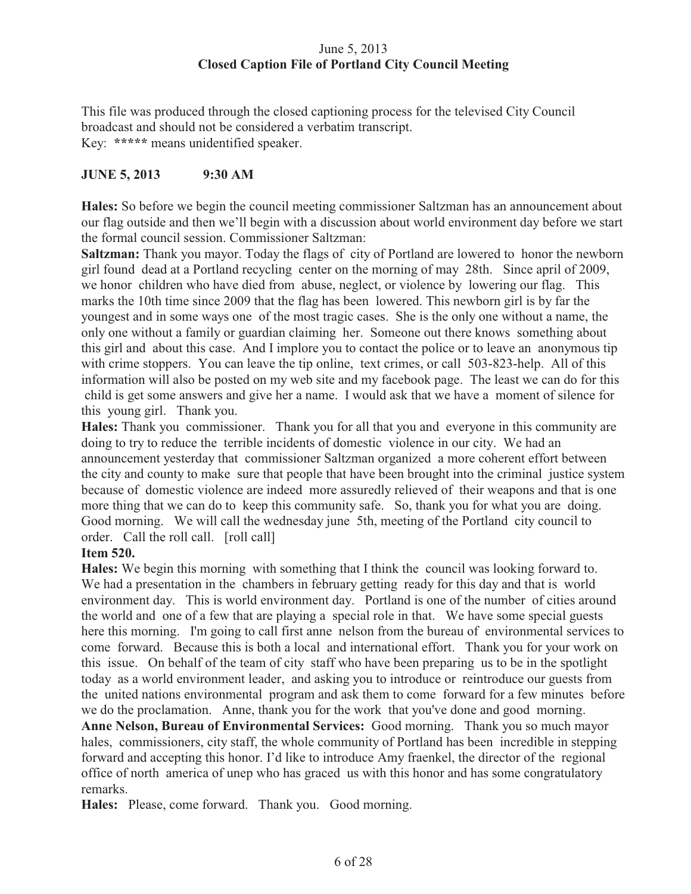June 5, 2013
**Closed Caption File of Portland City Council Meeting**

This file was produced through the closed captioning process for the televised City Council broadcast and should not be considered a verbatim transcript.
Key: **\*\*\*\*\*** means unidentified speaker.

**JUNE 5, 2013 9:30 AM**

**Hales:** So before we begin the council meeting commissioner Saltzman has an announcement about our flag outside and then we'll begin with a discussion about world environment day before we start the formal council session. Commissioner Saltzman:

**Saltzman:** Thank you mayor. Today the flags of city of Portland are lowered to honor the newborn girl found dead at a Portland recycling center on the morning of may 28th. Since april of 2009, we honor children who have died from abuse, neglect, or violence by lowering our flag. This marks the 10th time since 2009 that the flag has been lowered. This newborn girl is by far the youngest and in some ways one of the most tragic cases. She is the only one without a name, the only one without a family or guardian claiming her. Someone out there knows something about this girl and about this case. And I implore you to contact the police or to leave an anonymous tip with crime stoppers. You can leave the tip online, text crimes, or call 503-823-help. All of this information will also be posted on my web site and my facebook page. The least we can do for this child is get some answers and give her a name. I would ask that we have a moment of silence for this young girl. Thank you.

**Hales:** Thank you commissioner. Thank you for all that you and everyone in this community are doing to try to reduce the terrible incidents of domestic violence in our city. We had an announcement yesterday that commissioner Saltzman organized a more coherent effort between the city and county to make sure that people that have been brought into the criminal justice system because of domestic violence are indeed more assuredly relieved of their weapons and that is one more thing that we can do to keep this community safe. So, thank you for what you are doing. Good morning. We will call the wednesday june 5th, meeting of the Portland city council to order. Call the roll call. [roll call]

**Item 520.**

**Hales:** We begin this morning with something that I think the council was looking forward to. We had a presentation in the chambers in february getting ready for this day and that is world environment day. This is world environment day. Portland is one of the number of cities around the world and one of a few that are playing a special role in that. We have some special guests here this morning. I'm going to call first anne nelson from the bureau of environmental services to come forward. Because this is both a local and international effort. Thank you for your work on this issue. On behalf of the team of city staff who have been preparing us to be in the spotlight today as a world environment leader, and asking you to introduce or reintroduce our guests from the united nations environmental program and ask them to come forward for a few minutes before we do the proclamation. Anne, thank you for the work that you've done and good morning.

**Anne Nelson, Bureau of Environmental Services:** Good morning. Thank you so much mayor hales, commissioners, city staff, the whole community of Portland has been incredible in stepping forward and accepting this honor. I'd like to introduce Amy fraenkel, the director of the regional office of north america of unep who has graced us with this honor and has some congratulatory remarks.

**Hales:** Please, come forward. Thank you. Good morning.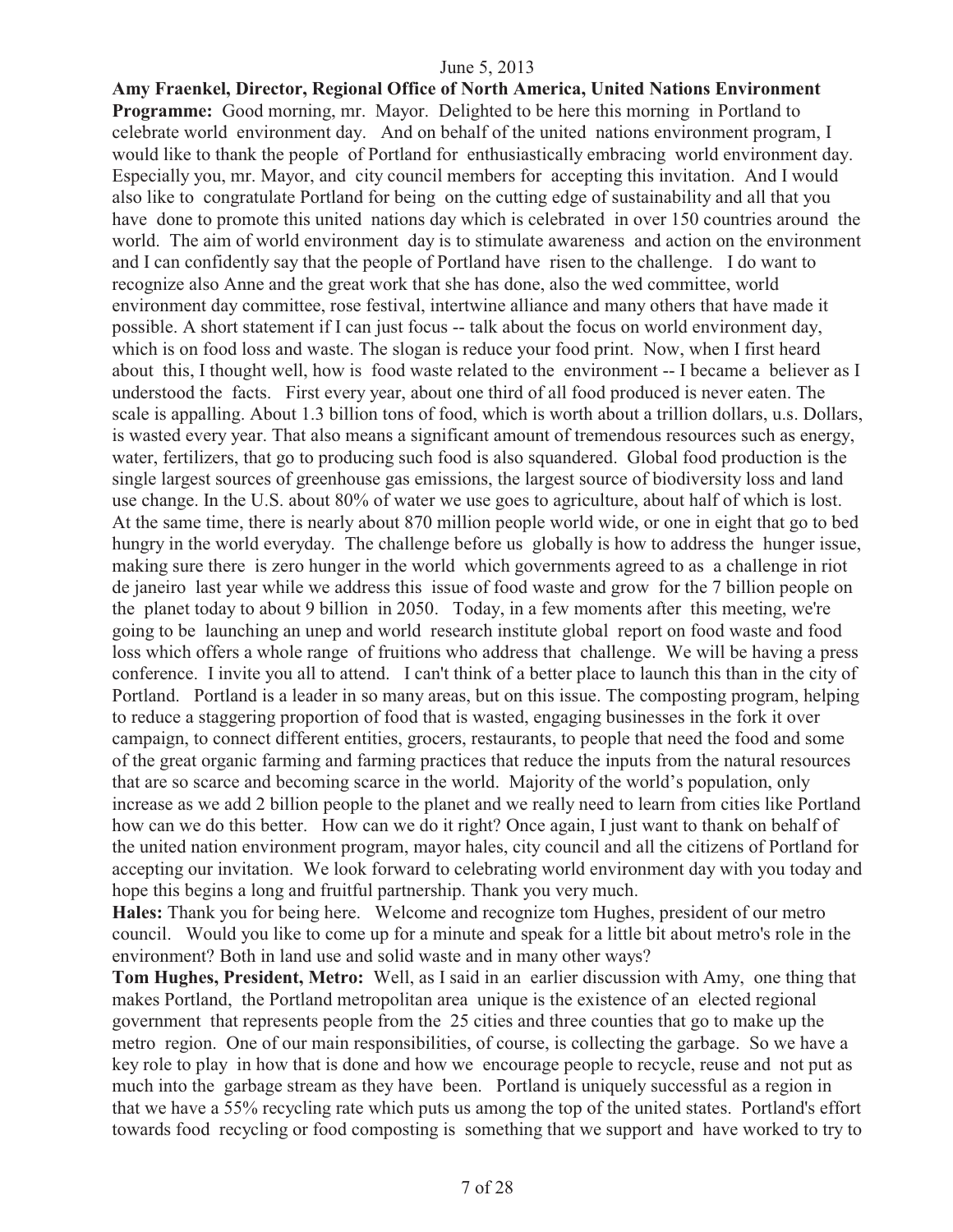June 5, 2013

**Amy Fraenkel, Director, Regional Office of North America, United Nations Environment Programme:** Good morning, mr. Mayor. Delighted to be here this morning in Portland to celebrate world environment day. And on behalf of the united nations environment program, I would like to thank the people of Portland for enthusiastically embracing world environment day. Especially you, mr. Mayor, and city council members for accepting this invitation. And I would also like to congratulate Portland for being on the cutting edge of sustainability and all that you have done to promote this united nations day which is celebrated in over 150 countries around the world. The aim of world environment day is to stimulate awareness and action on the environment and I can confidently say that the people of Portland have risen to the challenge. I do want to recognize also Anne and the great work that she has done, also the wed committee, world environment day committee, rose festival, intertwine alliance and many others that have made it possible. A short statement if I can just focus -- talk about the focus on world environment day, which is on food loss and waste. The slogan is reduce your food print. Now, when I first heard about this, I thought well, how is food waste related to the environment -- I became a believer as I understood the facts. First every year, about one third of all food produced is never eaten. The scale is appalling. About 1.3 billion tons of food, which is worth about a trillion dollars, u.s. Dollars, is wasted every year. That also means a significant amount of tremendous resources such as energy, water, fertilizers, that go to producing such food is also squandered. Global food production is the single largest sources of greenhouse gas emissions, the largest source of biodiversity loss and land use change. In the U.S. about 80% of water we use goes to agriculture, about half of which is lost. At the same time, there is nearly about 870 million people world wide, or one in eight that go to bed hungry in the world everyday. The challenge before us globally is how to address the hunger issue, making sure there is zero hunger in the world which governments agreed to as a challenge in riot de janeiro last year while we address this issue of food waste and grow for the 7 billion people on the planet today to about 9 billion in 2050. Today, in a few moments after this meeting, we're going to be launching an unep and world research institute global report on food waste and food loss which offers a whole range of fruitions who address that challenge. We will be having a press conference. I invite you all to attend. I can't think of a better place to launch this than in the city of Portland. Portland is a leader in so many areas, but on this issue. The composting program, helping to reduce a staggering proportion of food that is wasted, engaging businesses in the fork it over campaign, to connect different entities, grocers, restaurants, to people that need the food and some of the great organic farming and farming practices that reduce the inputs from the natural resources that are so scarce and becoming scarce in the world. Majority of the world's population, only increase as we add 2 billion people to the planet and we really need to learn from cities like Portland how can we do this better. How can we do it right? Once again, I just want to thank on behalf of the united nation environment program, mayor hales, city council and all the citizens of Portland for accepting our invitation. We look forward to celebrating world environment day with you today and hope this begins a long and fruitful partnership. Thank you very much.

**Hales:** Thank you for being here. Welcome and recognize tom Hughes, president of our metro council. Would you like to come up for a minute and speak for a little bit about metro's role in the environment? Both in land use and solid waste and in many other ways?

**Tom Hughes, President, Metro:** Well, as I said in an earlier discussion with Amy, one thing that makes Portland, the Portland metropolitan area unique is the existence of an elected regional government that represents people from the 25 cities and three counties that go to make up the metro region. One of our main responsibilities, of course, is collecting the garbage. So we have a key role to play in how that is done and how we encourage people to recycle, reuse and not put as much into the garbage stream as they have been. Portland is uniquely successful as a region in that we have a 55% recycling rate which puts us among the top of the united states. Portland's effort towards food recycling or food composting is something that we support and have worked to try to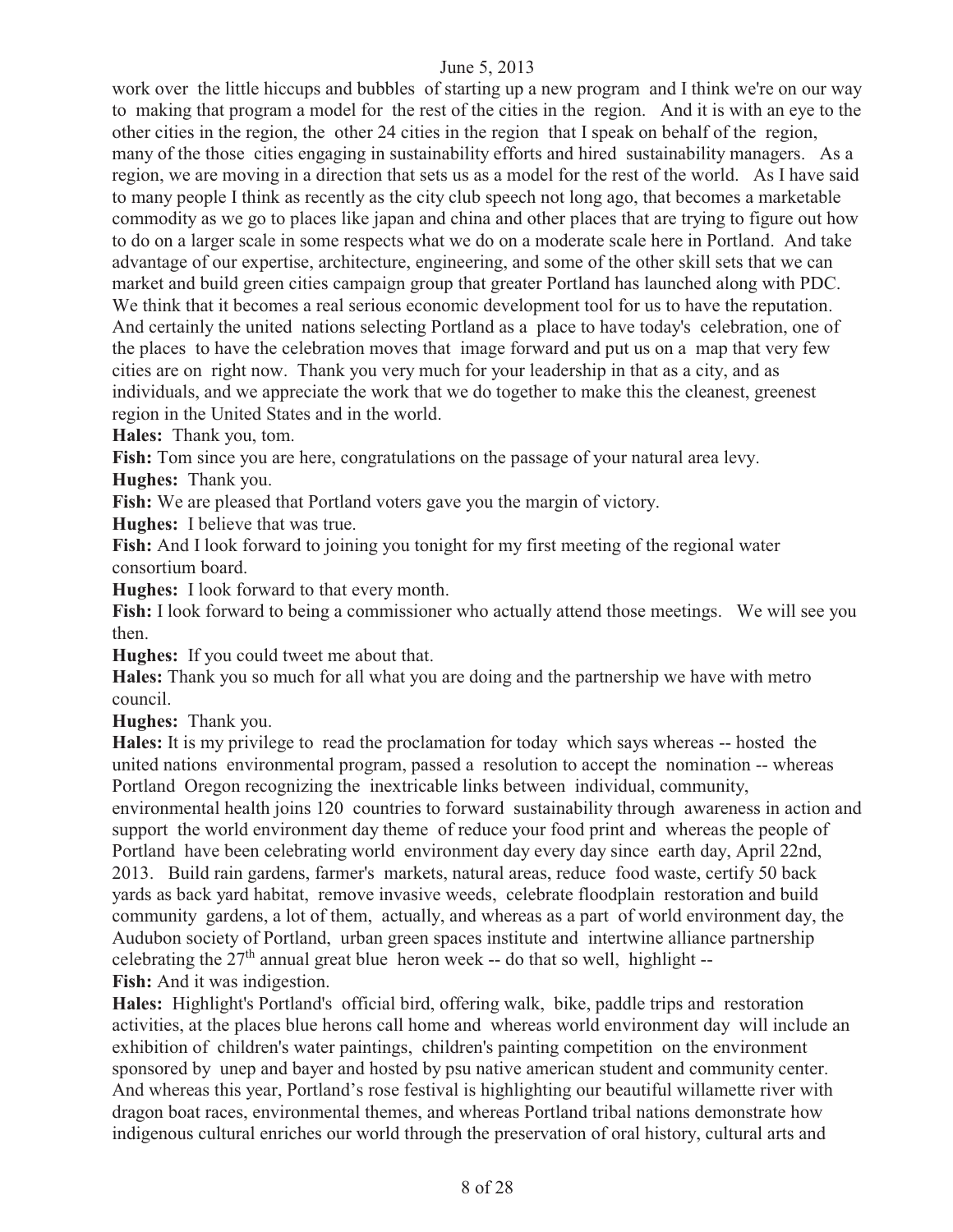work over the little hiccups and bubbles of starting up a new program and I think we're on our way to making that program a model for the rest of the cities in the region. And it is with an eye to the other cities in the region, the other 24 cities in the region that I speak on behalf of the region, many of the those cities engaging in sustainability efforts and hired sustainability managers. As a region, we are moving in a direction that sets us as a model for the rest of the world. As I have said to many people I think as recently as the city club speech not long ago, that becomes a marketable commodity as we go to places like japan and china and other places that are trying to figure out how to do on a larger scale in some respects what we do on a moderate scale here in Portland. And take advantage of our expertise, architecture, engineering, and some of the other skill sets that we can market and build green cities campaign group that greater Portland has launched along with PDC. We think that it becomes a real serious economic development tool for us to have the reputation. And certainly the united nations selecting Portland as a place to have today's celebration, one of the places to have the celebration moves that image forward and put us on a map that very few cities are on right now. Thank you very much for your leadership in that as a city, and as individuals, and we appreciate the work that we do together to make this the cleanest, greenest region in the United States and in the world.

**Hales:** Thank you, tom.

**Fish:** Tom since you are here, congratulations on the passage of your natural area levy.

**Hughes:** Thank you.

**Fish:** We are pleased that Portland voters gave you the margin of victory.

**Hughes:** I believe that was true.

**Fish:** And I look forward to joining you tonight for my first meeting of the regional water consortium board.

**Hughes:** I look forward to that every month.

**Fish:** I look forward to being a commissioner who actually attend those meetings. We will see you then.

**Hughes:** If you could tweet me about that.

**Hales:** Thank you so much for all what you are doing and the partnership we have with metro council.

**Hughes:** Thank you.

**Hales:** It is my privilege to read the proclamation for today which says whereas -- hosted the united nations environmental program, passed a resolution to accept the nomination -- whereas Portland Oregon recognizing the inextricable links between individual, community, environmental health joins 120 countries to forward sustainability through awareness in action and support the world environment day theme of reduce your food print and whereas the people of Portland have been celebrating world environment day every day since earth day, April 22nd, 2013. Build rain gardens, farmer's markets, natural areas, reduce food waste, certify 50 back yards as back yard habitat, remove invasive weeds, celebrate floodplain restoration and build community gardens, a lot of them, actually, and whereas as a part of world environment day, the Audubon society of Portland, urban green spaces institute and intertwine alliance partnership celebrating the 27th annual great blue heron week -- do that so well, highlight --

**Fish:** And it was indigestion.

**Hales:** Highlight's Portland's official bird, offering walk, bike, paddle trips and restoration activities, at the places blue herons call home and whereas world environment day will include an exhibition of children's water paintings, children's painting competition on the environment sponsored by unep and bayer and hosted by psu native american student and community center. And whereas this year, Portland's rose festival is highlighting our beautiful willamette river with dragon boat races, environmental themes, and whereas Portland tribal nations demonstrate how indigenous cultural enriches our world through the preservation of oral history, cultural arts and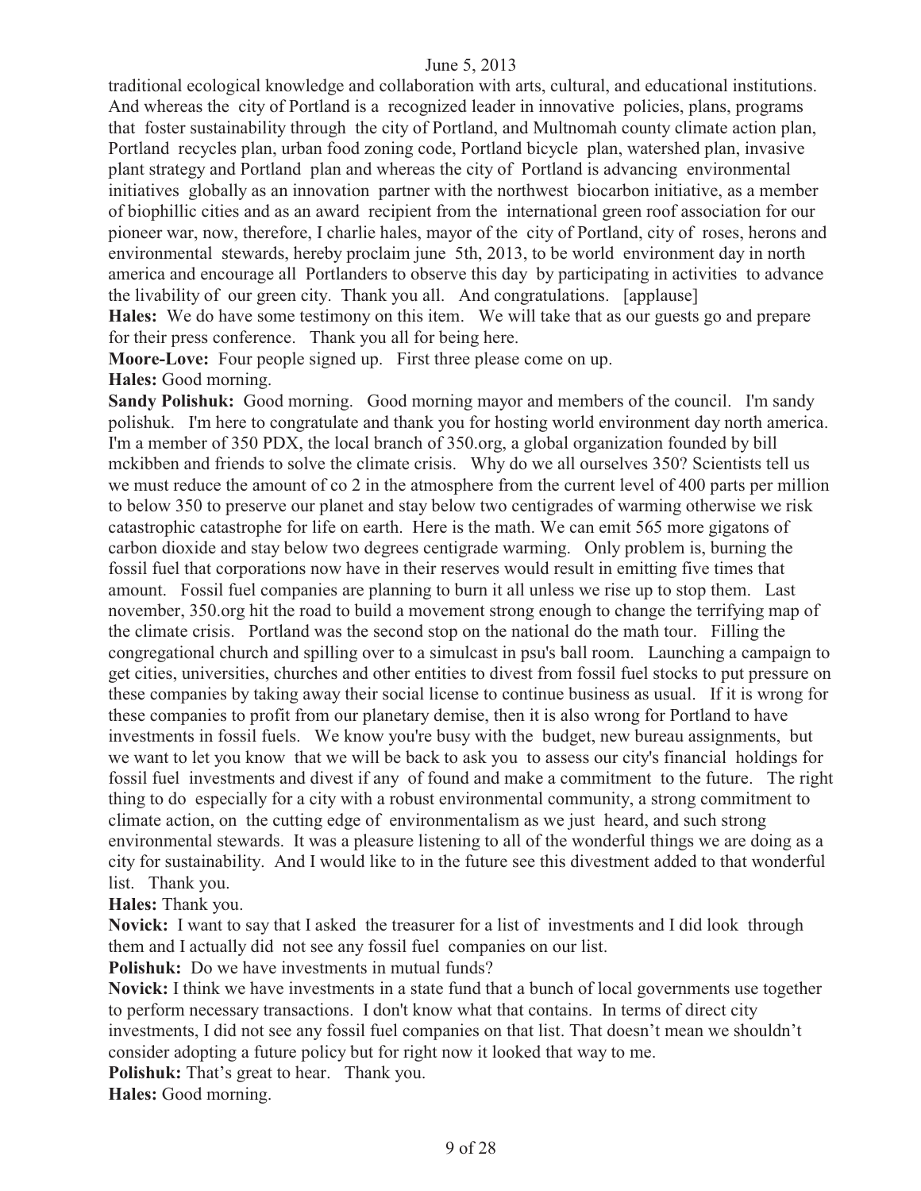traditional ecological knowledge and collaboration with arts, cultural, and educational institutions. And whereas the city of Portland is a recognized leader in innovative policies, plans, programs that foster sustainability through the city of Portland, and Multnomah county climate action plan, Portland recycles plan, urban food zoning code, Portland bicycle plan, watershed plan, invasive plant strategy and Portland plan and whereas the city of Portland is advancing environmental initiatives globally as an innovation partner with the northwest biocarbon initiative, as a member of biophillic cities and as an award recipient from the international green roof association for our pioneer war, now, therefore, I charlie hales, mayor of the city of Portland, city of roses, herons and environmental stewards, hereby proclaim june 5th, 2013, to be world environment day in north america and encourage all Portlanders to observe this day by participating in activities to advance the livability of our green city. Thank you all. And congratulations. [applause]

**Hales:** We do have some testimony on this item. We will take that as our guests go and prepare for their press conference. Thank you all for being here.

**Moore-Love:** Four people signed up. First three please come on up.

**Hales:** Good morning.

**Sandy Polishuk:** Good morning. Good morning mayor and members of the council. I'm sandy polishuk. I'm here to congratulate and thank you for hosting world environment day north america. I'm a member of 350 PDX, the local branch of 350.org, a global organization founded by bill mckibben and friends to solve the climate crisis. Why do we all ourselves 350? Scientists tell us we must reduce the amount of co 2 in the atmosphere from the current level of 400 parts per million to below 350 to preserve our planet and stay below two centigrades of warming otherwise we risk catastrophic catastrophe for life on earth. Here is the math. We can emit 565 more gigatons of carbon dioxide and stay below two degrees centigrade warming. Only problem is, burning the fossil fuel that corporations now have in their reserves would result in emitting five times that amount. Fossil fuel companies are planning to burn it all unless we rise up to stop them. Last november, 350.org hit the road to build a movement strong enough to change the terrifying map of the climate crisis. Portland was the second stop on the national do the math tour. Filling the congregational church and spilling over to a simulcast in psu's ball room. Launching a campaign to get cities, universities, churches and other entities to divest from fossil fuel stocks to put pressure on these companies by taking away their social license to continue business as usual. If it is wrong for these companies to profit from our planetary demise, then it is also wrong for Portland to have investments in fossil fuels. We know you're busy with the budget, new bureau assignments, but we want to let you know that we will be back to ask you to assess our city's financial holdings for fossil fuel investments and divest if any of found and make a commitment to the future. The right thing to do especially for a city with a robust environmental community, a strong commitment to climate action, on the cutting edge of environmentalism as we just heard, and such strong environmental stewards. It was a pleasure listening to all of the wonderful things we are doing as a city for sustainability. And I would like to in the future see this divestment added to that wonderful list. Thank you.

**Hales:** Thank you.

**Novick:** I want to say that I asked the treasurer for a list of investments and I did look through them and I actually did not see any fossil fuel companies on our list.

**Polishuk:** Do we have investments in mutual funds?

**Novick:** I think we have investments in a state fund that a bunch of local governments use together to perform necessary transactions. I don't know what that contains. In terms of direct city investments, I did not see any fossil fuel companies on that list. That doesn't mean we shouldn't consider adopting a future policy but for right now it looked that way to me.

**Polishuk:** That's great to hear. Thank you.

**Hales:** Good morning.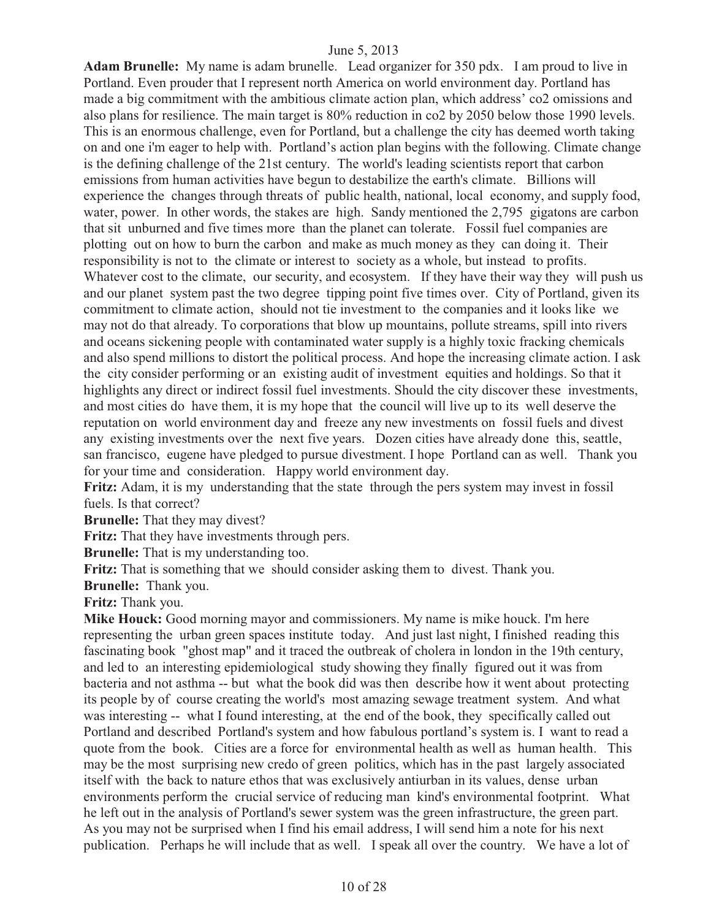**Adam Brunelle:** My name is adam brunelle. Lead organizer for 350 pdx. I am proud to live in Portland. Even prouder that I represent north America on world environment day. Portland has made a big commitment with the ambitious climate action plan, which address' co2 omissions and also plans for resilience. The main target is 80% reduction in co2 by 2050 below those 1990 levels. This is an enormous challenge, even for Portland, but a challenge the city has deemed worth taking on and one i'm eager to help with. Portland's action plan begins with the following. Climate change is the defining challenge of the 21st century. The world's leading scientists report that carbon emissions from human activities have begun to destabilize the earth's climate. Billions will experience the changes through threats of public health, national, local economy, and supply food, water, power. In other words, the stakes are high. Sandy mentioned the 2,795 gigatons are carbon that sit unburned and five times more than the planet can tolerate. Fossil fuel companies are plotting out on how to burn the carbon and make as much money as they can doing it. Their responsibility is not to the climate or interest to society as a whole, but instead to profits. Whatever cost to the climate, our security, and ecosystem. If they have their way they will push us and our planet system past the two degree tipping point five times over. City of Portland, given its commitment to climate action, should not tie investment to the companies and it looks like we may not do that already. To corporations that blow up mountains, pollute streams, spill into rivers and oceans sickening people with contaminated water supply is a highly toxic fracking chemicals and also spend millions to distort the political process. And hope the increasing climate action. I ask the city consider performing or an existing audit of investment equities and holdings. So that it highlights any direct or indirect fossil fuel investments. Should the city discover these investments, and most cities do have them, it is my hope that the council will live up to its well deserve the reputation on world environment day and freeze any new investments on fossil fuels and divest any existing investments over the next five years. Dozen cities have already done this, seattle, san francisco, eugene have pledged to pursue divestment. I hope Portland can as well. Thank you for your time and consideration. Happy world environment day.

**Fritz:** Adam, it is my understanding that the state through the pers system may invest in fossil fuels. Is that correct?

**Brunelle:** That they may divest?

**Fritz:** That they have investments through pers.

**Brunelle:** That is my understanding too.

**Fritz:** That is something that we should consider asking them to divest. Thank you.

**Brunelle:** Thank you.

**Fritz:** Thank you.

**Mike Houck:** Good morning mayor and commissioners. My name is mike houck. I'm here representing the urban green spaces institute today. And just last night, I finished reading this fascinating book "ghost map" and it traced the outbreak of cholera in london in the 19th century, and led to an interesting epidemiological study showing they finally figured out it was from bacteria and not asthma -- but what the book did was then describe how it went about protecting its people by of course creating the world's most amazing sewage treatment system. And what was interesting -- what I found interesting, at the end of the book, they specifically called out Portland and described Portland's system and how fabulous portland's system is. I want to read a quote from the book. Cities are a force for environmental health as well as human health. This may be the most surprising new credo of green politics, which has in the past largely associated itself with the back to nature ethos that was exclusively antiurban in its values, dense urban environments perform the crucial service of reducing man kind's environmental footprint. What he left out in the analysis of Portland's sewer system was the green infrastructure, the green part. As you may not be surprised when I find his email address, I will send him a note for his next publication. Perhaps he will include that as well. I speak all over the country. We have a lot of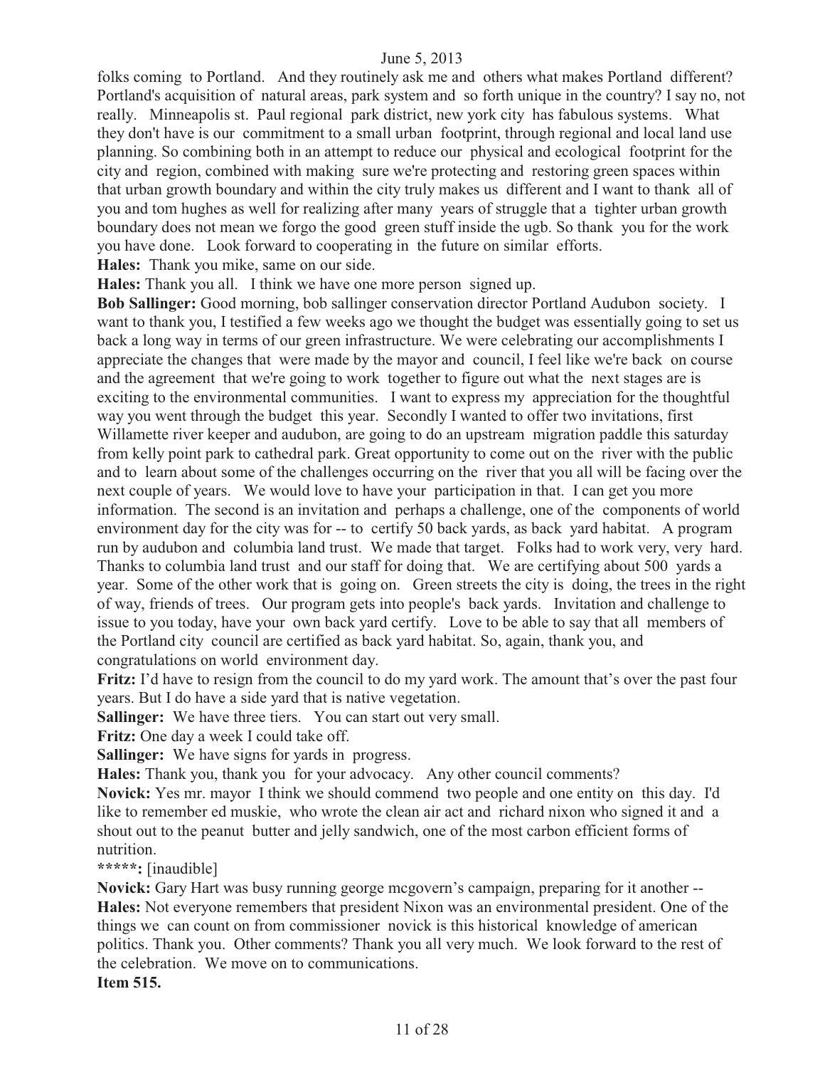folks coming to Portland. And they routinely ask me and others what makes Portland different? Portland's acquisition of natural areas, park system and so forth unique in the country? I say no, not really. Minneapolis st. Paul regional park district, new york city has fabulous systems. What they don't have is our commitment to a small urban footprint, through regional and local land use planning. So combining both in an attempt to reduce our physical and ecological footprint for the city and region, combined with making sure we're protecting and restoring green spaces within that urban growth boundary and within the city truly makes us different and I want to thank all of you and tom hughes as well for realizing after many years of struggle that a tighter urban growth boundary does not mean we forgo the good green stuff inside the ugb. So thank you for the work you have done. Look forward to cooperating in the future on similar efforts.

**Hales:** Thank you mike, same on our side.

**Hales:** Thank you all. I think we have one more person signed up.

**Bob Sallinger:** Good morning, bob sallinger conservation director Portland Audubon society. I want to thank you, I testified a few weeks ago we thought the budget was essentially going to set us back a long way in terms of our green infrastructure. We were celebrating our accomplishments I appreciate the changes that were made by the mayor and council, I feel like we're back on course and the agreement that we're going to work together to figure out what the next stages are is exciting to the environmental communities. I want to express my appreciation for the thoughtful way you went through the budget this year. Secondly I wanted to offer two invitations, first Willamette river keeper and audubon, are going to do an upstream migration paddle this saturday from kelly point park to cathedral park. Great opportunity to come out on the river with the public and to learn about some of the challenges occurring on the river that you all will be facing over the next couple of years. We would love to have your participation in that. I can get you more information. The second is an invitation and perhaps a challenge, one of the components of world environment day for the city was for -- to certify 50 back yards, as back yard habitat. A program run by audubon and columbia land trust. We made that target. Folks had to work very, very hard. Thanks to columbia land trust and our staff for doing that. We are certifying about 500 yards a year. Some of the other work that is going on. Green streets the city is doing, the trees in the right of way, friends of trees. Our program gets into people's back yards. Invitation and challenge to issue to you today, have your own back yard certify. Love to be able to say that all members of the Portland city council are certified as back yard habitat. So, again, thank you, and congratulations on world environment day.

**Fritz:** I'd have to resign from the council to do my yard work. The amount that's over the past four years. But I do have a side yard that is native vegetation.

**Sallinger:** We have three tiers. You can start out very small.

**Fritz:** One day a week I could take off.

**Sallinger:** We have signs for yards in progress.

**Hales:** Thank you, thank you for your advocacy. Any other council comments?

**Novick:** Yes mr. mayor I think we should commend two people and one entity on this day. I'd like to remember ed muskie, who wrote the clean air act and richard nixon who signed it and a shout out to the peanut butter and jelly sandwich, one of the most carbon efficient forms of nutrition.

*****:** [inaudible]

**Novick:** Gary Hart was busy running george mcgovern's campaign, preparing for it another --

**Hales:** Not everyone remembers that president Nixon was an environmental president. One of the things we can count on from commissioner novick is this historical knowledge of american politics. Thank you. Other comments? Thank you all very much. We look forward to the rest of the celebration. We move on to communications.

**Item 515.**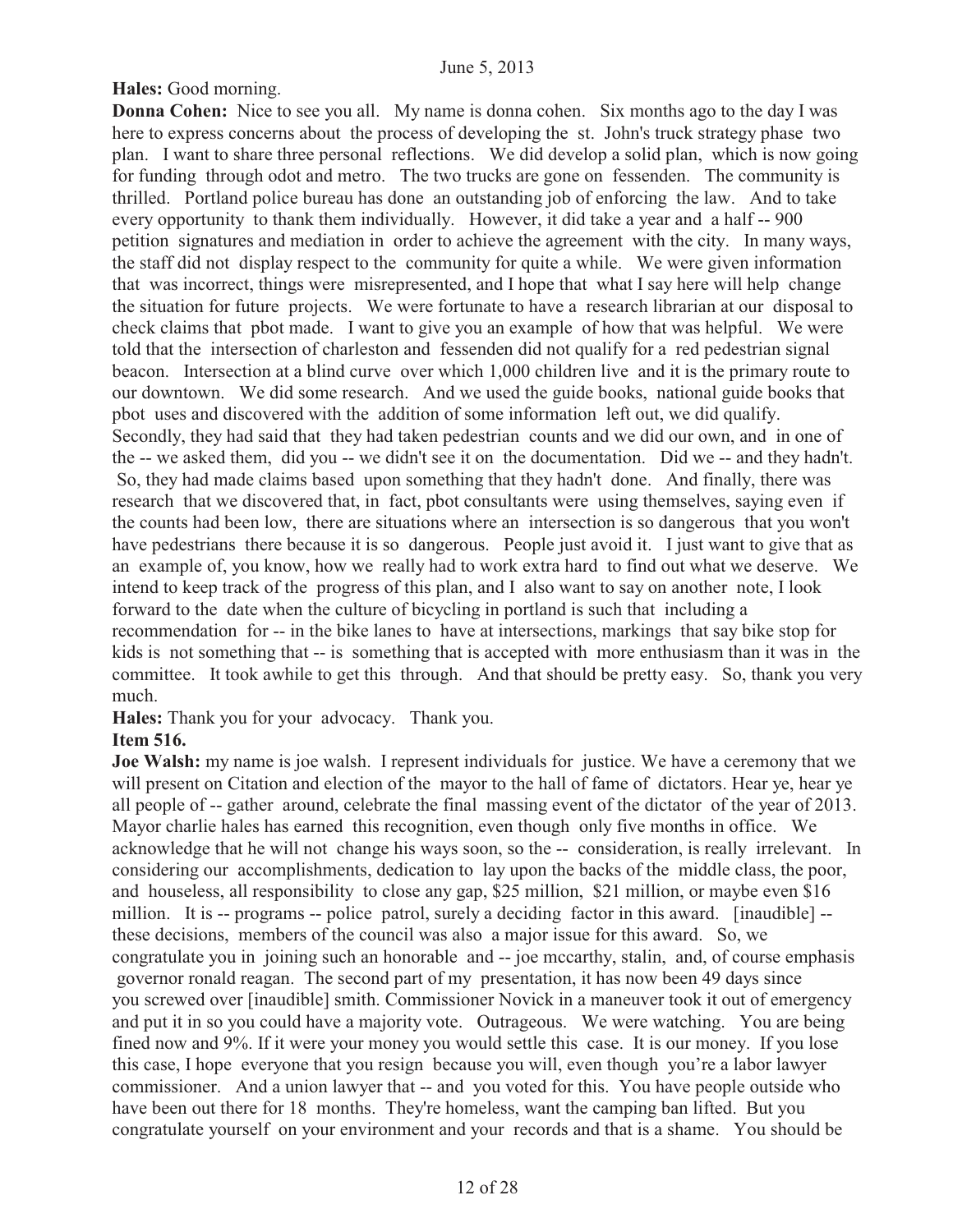**Hales:** Good morning.

**Donna Cohen:** Nice to see you all. My name is donna cohen. Six months ago to the day I was here to express concerns about the process of developing the st. John's truck strategy phase two plan. I want to share three personal reflections. We did develop a solid plan, which is now going for funding through odot and metro. The two trucks are gone on fessenden. The community is thrilled. Portland police bureau has done an outstanding job of enforcing the law. And to take every opportunity to thank them individually. However, it did take a year and a half -- 900 petition signatures and mediation in order to achieve the agreement with the city. In many ways, the staff did not display respect to the community for quite a while. We were given information that was incorrect, things were misrepresented, and I hope that what I say here will help change the situation for future projects. We were fortunate to have a research librarian at our disposal to check claims that pbot made. I want to give you an example of how that was helpful. We were told that the intersection of charleston and fessenden did not qualify for a red pedestrian signal beacon. Intersection at a blind curve over which 1,000 children live and it is the primary route to our downtown. We did some research. And we used the guide books, national guide books that pbot uses and discovered with the addition of some information left out, we did qualify. Secondly, they had said that they had taken pedestrian counts and we did our own, and in one of the -- we asked them, did you -- we didn't see it on the documentation. Did we -- and they hadn't. So, they had made claims based upon something that they hadn't done. And finally, there was research that we discovered that, in fact, pbot consultants were using themselves, saying even if the counts had been low, there are situations where an intersection is so dangerous that you won't have pedestrians there because it is so dangerous. People just avoid it. I just want to give that as an example of, you know, how we really had to work extra hard to find out what we deserve. We intend to keep track of the progress of this plan, and I also want to say on another note, I look forward to the date when the culture of bicycling in portland is such that including a recommendation for -- in the bike lanes to have at intersections, markings that say bike stop for kids is not something that -- is something that is accepted with more enthusiasm than it was in the committee. It took awhile to get this through. And that should be pretty easy. So, thank you very much.

**Hales:** Thank you for your advocacy. Thank you.

**Item 516.**

**Joe Walsh:** my name is joe walsh. I represent individuals for justice. We have a ceremony that we will present on Citation and election of the mayor to the hall of fame of dictators. Hear ye, hear ye all people of -- gather around, celebrate the final massing event of the dictator of the year of 2013. Mayor charlie hales has earned this recognition, even though only five months in office. We acknowledge that he will not change his ways soon, so the -- consideration, is really irrelevant. In considering our accomplishments, dedication to lay upon the backs of the middle class, the poor, and houseless, all responsibility to close any gap, $25 million, $21 million, or maybe even $16 million. It is -- programs -- police patrol, surely a deciding factor in this award. [inaudible] -- these decisions, members of the council was also a major issue for this award. So, we congratulate you in joining such an honorable and -- joe mccarthy, stalin, and, of course emphasis governor ronald reagan. The second part of my presentation, it has now been 49 days since you screwed over [inaudible] smith. Commissioner Novick in a maneuver took it out of emergency and put it in so you could have a majority vote. Outrageous. We were watching. You are being fined now and 9%. If it were your money you would settle this case. It is our money. If you lose this case, I hope everyone that you resign because you will, even though you're a labor lawyer commissioner. And a union lawyer that -- and you voted for this. You have people outside who have been out there for 18 months. They're homeless, want the camping ban lifted. But you congratulate yourself on your environment and your records and that is a shame. You should be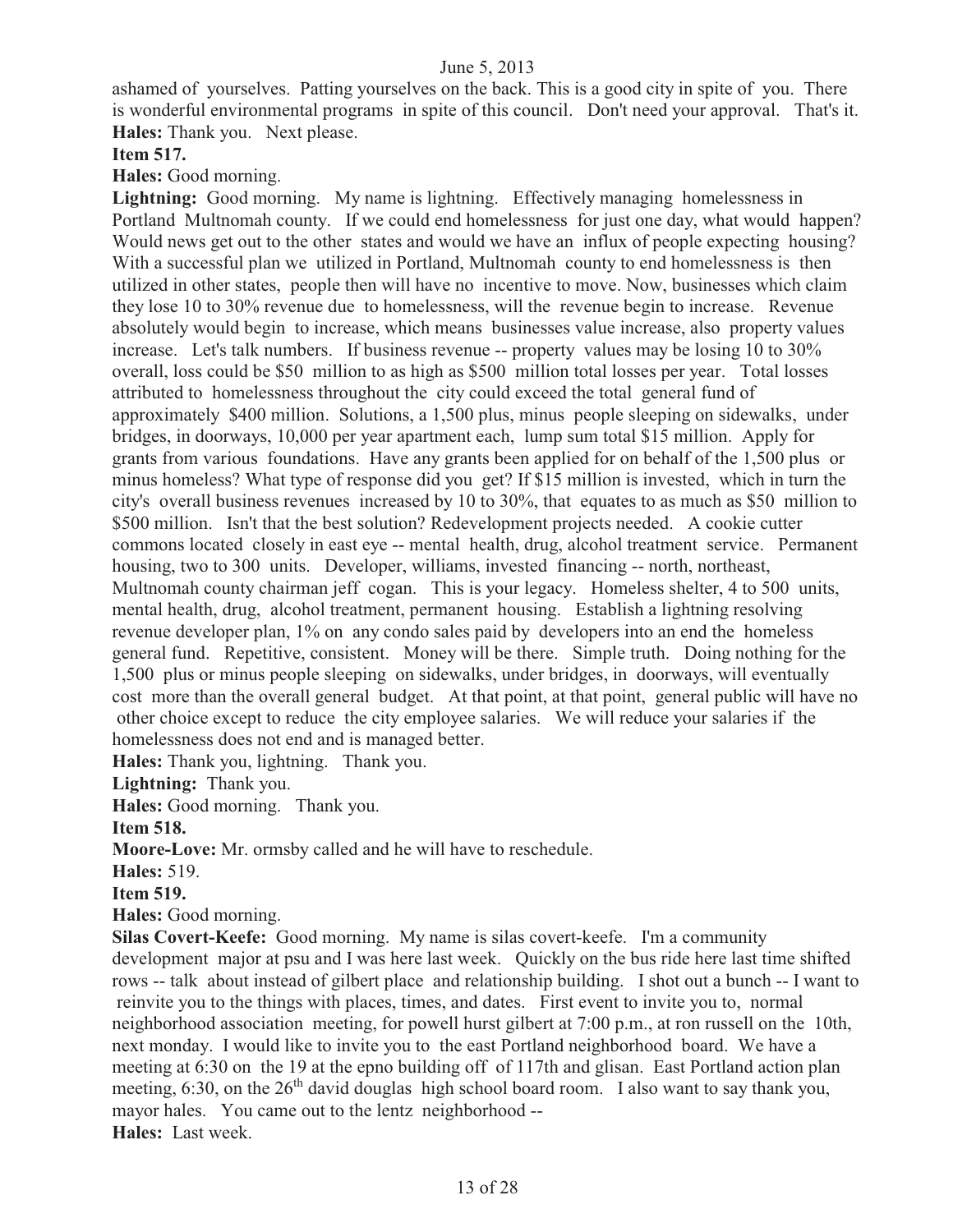ashamed of yourselves. Patting yourselves on the back. This is a good city in spite of you. There is wonderful environmental programs in spite of this council. Don't need your approval. That's it.

**Hales:** Thank you. Next please.

**Item 517.**

**Hales:** Good morning.

**Lightning:** Good morning. My name is lightning. Effectively managing homelessness in Portland Multnomah county. If we could end homelessness for just one day, what would happen? Would news get out to the other states and would we have an influx of people expecting housing? With a successful plan we utilized in Portland, Multnomah county to end homelessness is then utilized in other states, people then will have no incentive to move. Now, businesses which claim they lose 10 to 30% revenue due to homelessness, will the revenue begin to increase. Revenue absolutely would begin to increase, which means businesses value increase, also property values increase. Let's talk numbers. If business revenue -- property values may be losing 10 to 30% overall, loss could be $50 million to as high as $500 million total losses per year. Total losses attributed to homelessness throughout the city could exceed the total general fund of approximately $400 million. Solutions, a 1,500 plus, minus people sleeping on sidewalks, under bridges, in doorways, 10,000 per year apartment each, lump sum total $15 million. Apply for grants from various foundations. Have any grants been applied for on behalf of the 1,500 plus or minus homeless? What type of response did you get? If $15 million is invested, which in turn the city's overall business revenues increased by 10 to 30%, that equates to as much as $50 million to $500 million. Isn't that the best solution? Redevelopment projects needed. A cookie cutter commons located closely in east eye -- mental health, drug, alcohol treatment service. Permanent housing, two to 300 units. Developer, williams, invested financing -- north, northeast, Multnomah county chairman jeff cogan. This is your legacy. Homeless shelter, 4 to 500 units, mental health, drug, alcohol treatment, permanent housing. Establish a lightning resolving revenue developer plan, 1% on any condo sales paid by developers into an end the homeless general fund. Repetitive, consistent. Money will be there. Simple truth. Doing nothing for the 1,500 plus or minus people sleeping on sidewalks, under bridges, in doorways, will eventually cost more than the overall general budget. At that point, at that point, general public will have no other choice except to reduce the city employee salaries. We will reduce your salaries if the homelessness does not end and is managed better.

**Hales:** Thank you, lightning. Thank you.

**Lightning:** Thank you.

**Hales:** Good morning. Thank you.

**Item 518.**

**Moore-Love:** Mr. ormsby called and he will have to reschedule.

**Hales:** 519.

**Item 519.**

**Hales:** Good morning.

**Silas Covert-Keefe:** Good morning. My name is silas covert-keefe. I'm a community development major at psu and I was here last week. Quickly on the bus ride here last time shifted rows -- talk about instead of gilbert place and relationship building. I shot out a bunch -- I want to reinvite you to the things with places, times, and dates. First event to invite you to, normal neighborhood association meeting, for powell hurst gilbert at 7:00 p.m., at ron russell on the 10th, next monday. I would like to invite you to the east Portland neighborhood board. We have a meeting at 6:30 on the 19 at the epno building off of 117th and glisan. East Portland action plan meeting, 6:30, on the 26th david douglas high school board room. I also want to say thank you, mayor hales. You came out to the lentz neighborhood --

**Hales:** Last week.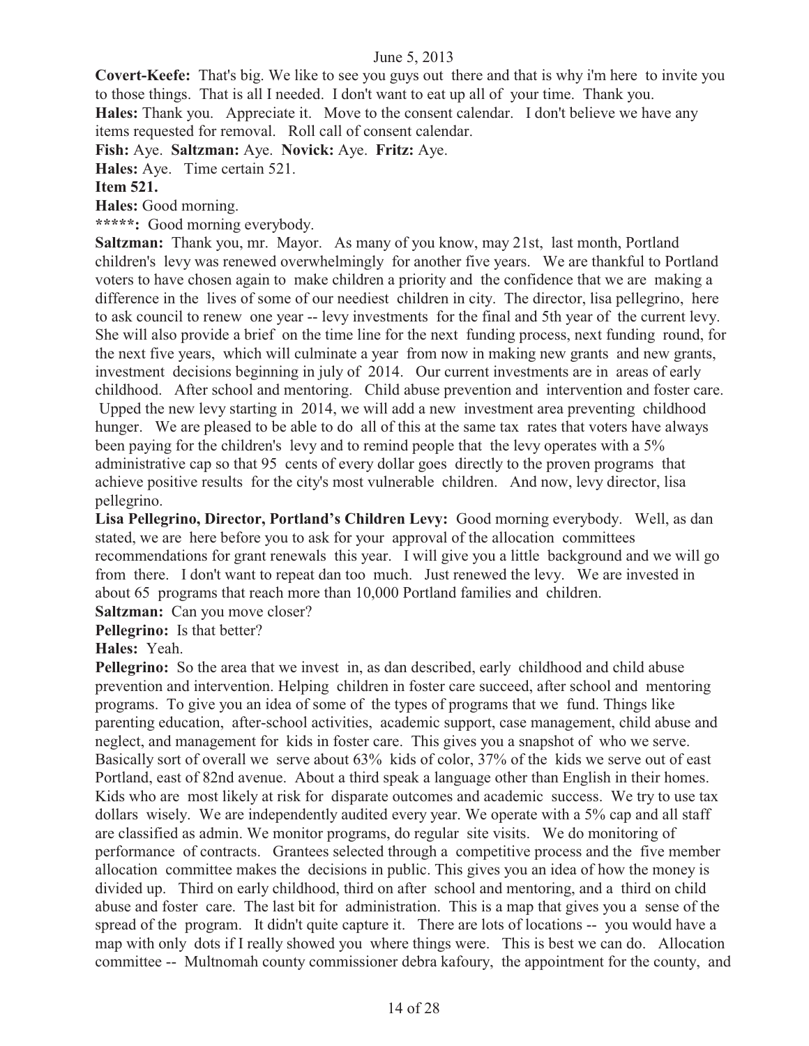**Covert-Keefe:** That's big. We like to see you guys out there and that is why i'm here to invite you to those things. That is all I needed. I don't want to eat up all of your time. Thank you.

**Hales:** Thank you. Appreciate it. Move to the consent calendar. I don't believe we have any items requested for removal. Roll call of consent calendar.

**Fish:** Aye. **Saltzman:** Aye. **Novick:** Aye. **Fritz:** Aye.

**Hales:** Aye. Time certain 521.

**Item 521.**

**Hales:** Good morning.

*****: Good morning everybody.

**Saltzman:** Thank you, mr. Mayor. As many of you know, may 21st, last month, Portland children's levy was renewed overwhelmingly for another five years. We are thankful to Portland voters to have chosen again to make children a priority and the confidence that we are making a difference in the lives of some of our neediest children in city. The director, lisa pellegrino, here to ask council to renew one year -- levy investments for the final and 5th year of the current levy. She will also provide a brief on the time line for the next funding process, next funding round, for the next five years, which will culminate a year from now in making new grants and new grants, investment decisions beginning in july of 2014. Our current investments are in areas of early childhood. After school and mentoring. Child abuse prevention and intervention and foster care. Upped the new levy starting in 2014, we will add a new investment area preventing childhood hunger. We are pleased to be able to do all of this at the same tax rates that voters have always been paying for the children's levy and to remind people that the levy operates with a 5% administrative cap so that 95 cents of every dollar goes directly to the proven programs that achieve positive results for the city's most vulnerable children. And now, levy director, lisa pellegrino.

**Lisa Pellegrino, Director, Portland's Children Levy:** Good morning everybody. Well, as dan stated, we are here before you to ask for your approval of the allocation committees recommendations for grant renewals this year. I will give you a little background and we will go from there. I don't want to repeat dan too much. Just renewed the levy. We are invested in about 65 programs that reach more than 10,000 Portland families and children.

**Saltzman:** Can you move closer?

**Pellegrino:** Is that better?

**Hales:** Yeah.

**Pellegrino:** So the area that we invest in, as dan described, early childhood and child abuse prevention and intervention. Helping children in foster care succeed, after school and mentoring programs. To give you an idea of some of the types of programs that we fund. Things like parenting education, after-school activities, academic support, case management, child abuse and neglect, and management for kids in foster care. This gives you a snapshot of who we serve. Basically sort of overall we serve about 63% kids of color, 37% of the kids we serve out of east Portland, east of 82nd avenue. About a third speak a language other than English in their homes. Kids who are most likely at risk for disparate outcomes and academic success. We try to use tax dollars wisely. We are independently audited every year. We operate with a 5% cap and all staff are classified as admin. We monitor programs, do regular site visits. We do monitoring of performance of contracts. Grantees selected through a competitive process and the five member allocation committee makes the decisions in public. This gives you an idea of how the money is divided up. Third on early childhood, third on after school and mentoring, and a third on child abuse and foster care. The last bit for administration. This is a map that gives you a sense of the spread of the program. It didn't quite capture it. There are lots of locations -- you would have a map with only dots if I really showed you where things were. This is best we can do. Allocation committee -- Multnomah county commissioner debra kafoury, the appointment for the county, and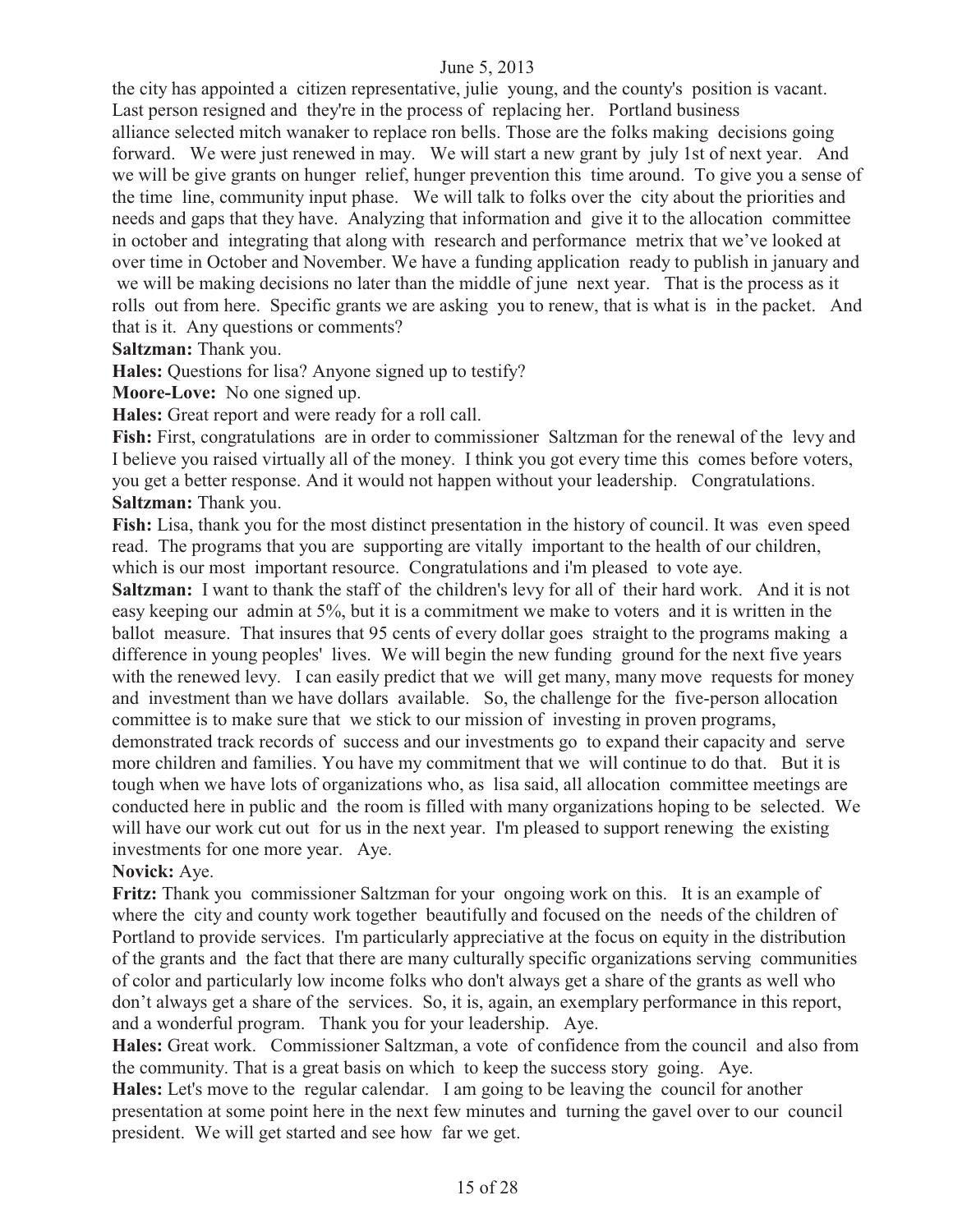the city has appointed a citizen representative, julie young, and the county's position is vacant. Last person resigned and they're in the process of replacing her. Portland business alliance selected mitch wanaker to replace ron bells. Those are the folks making decisions going forward. We were just renewed in may. We will start a new grant by july 1st of next year. And we will be give grants on hunger relief, hunger prevention this time around. To give you a sense of the time line, community input phase. We will talk to folks over the city about the priorities and needs and gaps that they have. Analyzing that information and give it to the allocation committee in october and integrating that along with research and performance metrix that we've looked at over time in October and November. We have a funding application ready to publish in january and we will be making decisions no later than the middle of june next year. That is the process as it rolls out from here. Specific grants we are asking you to renew, that is what is in the packet. And that is it. Any questions or comments?

**Saltzman:** Thank you.

**Hales:** Questions for lisa? Anyone signed up to testify?

**Moore-Love:** No one signed up.

**Hales:** Great report and were ready for a roll call.

**Fish:** First, congratulations are in order to commissioner Saltzman for the renewal of the levy and I believe you raised virtually all of the money. I think you got every time this comes before voters, you get a better response. And it would not happen without your leadership. Congratulations.

**Saltzman:** Thank you.

**Fish:** Lisa, thank you for the most distinct presentation in the history of council. It was even speed read. The programs that you are supporting are vitally important to the health of our children, which is our most important resource. Congratulations and i'm pleased to vote aye.

**Saltzman:** I want to thank the staff of the children's levy for all of their hard work. And it is not easy keeping our admin at 5%, but it is a commitment we make to voters and it is written in the ballot measure. That insures that 95 cents of every dollar goes straight to the programs making a difference in young peoples' lives. We will begin the new funding ground for the next five years with the renewed levy. I can easily predict that we will get many, many move requests for money and investment than we have dollars available. So, the challenge for the five-person allocation committee is to make sure that we stick to our mission of investing in proven programs, demonstrated track records of success and our investments go to expand their capacity and serve more children and families. You have my commitment that we will continue to do that. But it is tough when we have lots of organizations who, as lisa said, all allocation committee meetings are conducted here in public and the room is filled with many organizations hoping to be selected. We will have our work cut out for us in the next year. I'm pleased to support renewing the existing investments for one more year. Aye.

**Novick:** Aye.

**Fritz:** Thank you commissioner Saltzman for your ongoing work on this. It is an example of where the city and county work together beautifully and focused on the needs of the children of Portland to provide services. I'm particularly appreciative at the focus on equity in the distribution of the grants and the fact that there are many culturally specific organizations serving communities of color and particularly low income folks who don't always get a share of the grants as well who don't always get a share of the services. So, it is, again, an exemplary performance in this report, and a wonderful program. Thank you for your leadership. Aye.

**Hales:** Great work. Commissioner Saltzman, a vote of confidence from the council and also from the community. That is a great basis on which to keep the success story going. Aye.

**Hales:** Let's move to the regular calendar. I am going to be leaving the council for another presentation at some point here in the next few minutes and turning the gavel over to our council president. We will get started and see how far we get.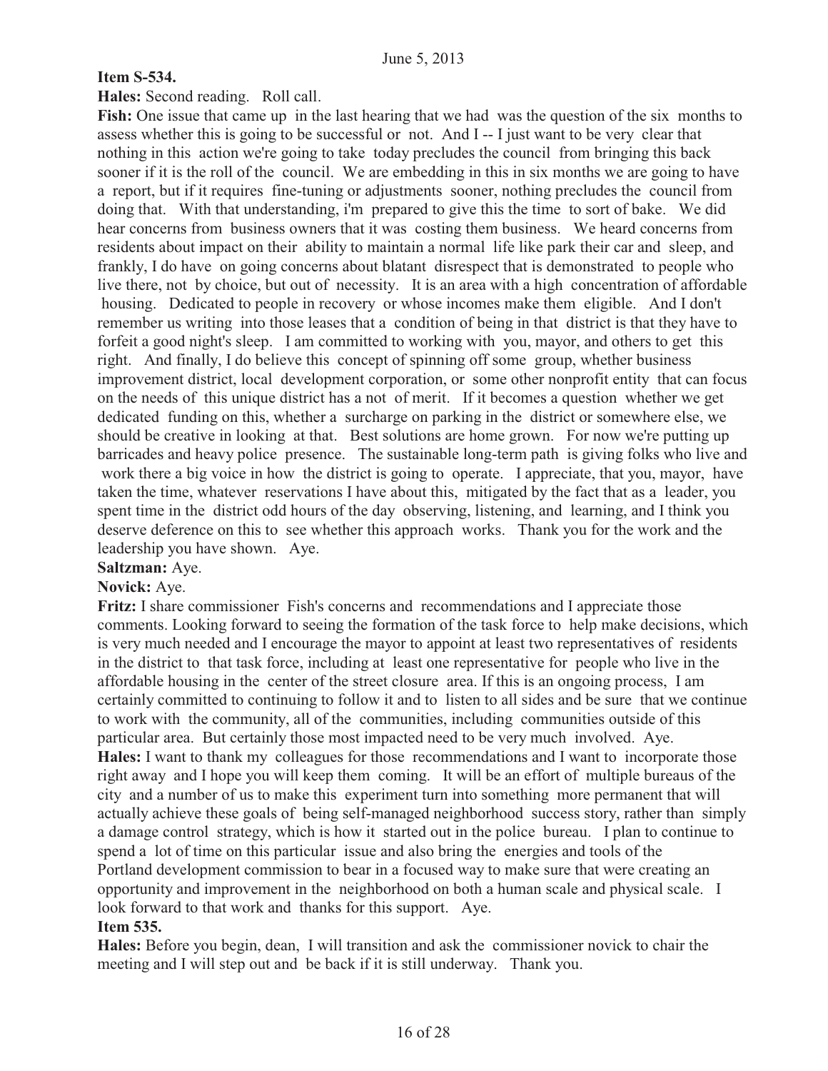**Item S-534.**

**Hales:** Second reading. Roll call.

**Fish:** One issue that came up in the last hearing that we had was the question of the six months to assess whether this is going to be successful or not. And I -- I just want to be very clear that nothing in this action we're going to take today precludes the council from bringing this back sooner if it is the roll of the council. We are embedding in this in six months we are going to have a report, but if it requires fine-tuning or adjustments sooner, nothing precludes the council from doing that. With that understanding, i'm prepared to give this the time to sort of bake. We did hear concerns from business owners that it was costing them business. We heard concerns from residents about impact on their ability to maintain a normal life like park their car and sleep, and frankly, I do have on going concerns about blatant disrespect that is demonstrated to people who live there, not by choice, but out of necessity. It is an area with a high concentration of affordable housing. Dedicated to people in recovery or whose incomes make them eligible. And I don't remember us writing into those leases that a condition of being in that district is that they have to forfeit a good night's sleep. I am committed to working with you, mayor, and others to get this right. And finally, I do believe this concept of spinning off some group, whether business improvement district, local development corporation, or some other nonprofit entity that can focus on the needs of this unique district has a not of merit. If it becomes a question whether we get dedicated funding on this, whether a surcharge on parking in the district or somewhere else, we should be creative in looking at that. Best solutions are home grown. For now we're putting up barricades and heavy police presence. The sustainable long-term path is giving folks who live and work there a big voice in how the district is going to operate. I appreciate, that you, mayor, have taken the time, whatever reservations I have about this, mitigated by the fact that as a leader, you spent time in the district odd hours of the day observing, listening, and learning, and I think you deserve deference on this to see whether this approach works. Thank you for the work and the leadership you have shown. Aye.

**Saltzman:** Aye.

**Novick:** Aye.

**Fritz:** I share commissioner Fish's concerns and recommendations and I appreciate those comments. Looking forward to seeing the formation of the task force to help make decisions, which is very much needed and I encourage the mayor to appoint at least two representatives of residents in the district to that task force, including at least one representative for people who live in the affordable housing in the center of the street closure area. If this is an ongoing process, I am certainly committed to continuing to follow it and to listen to all sides and be sure that we continue to work with the community, all of the communities, including communities outside of this particular area. But certainly those most impacted need to be very much involved. Aye.

**Hales:** I want to thank my colleagues for those recommendations and I want to incorporate those right away and I hope you will keep them coming. It will be an effort of multiple bureaus of the city and a number of us to make this experiment turn into something more permanent that will actually achieve these goals of being self-managed neighborhood success story, rather than simply a damage control strategy, which is how it started out in the police bureau. I plan to continue to spend a lot of time on this particular issue and also bring the energies and tools of the Portland development commission to bear in a focused way to make sure that were creating an opportunity and improvement in the neighborhood on both a human scale and physical scale. I look forward to that work and thanks for this support. Aye.

**Item 535.**

**Hales:** Before you begin, dean, I will transition and ask the commissioner novick to chair the meeting and I will step out and be back if it is still underway. Thank you.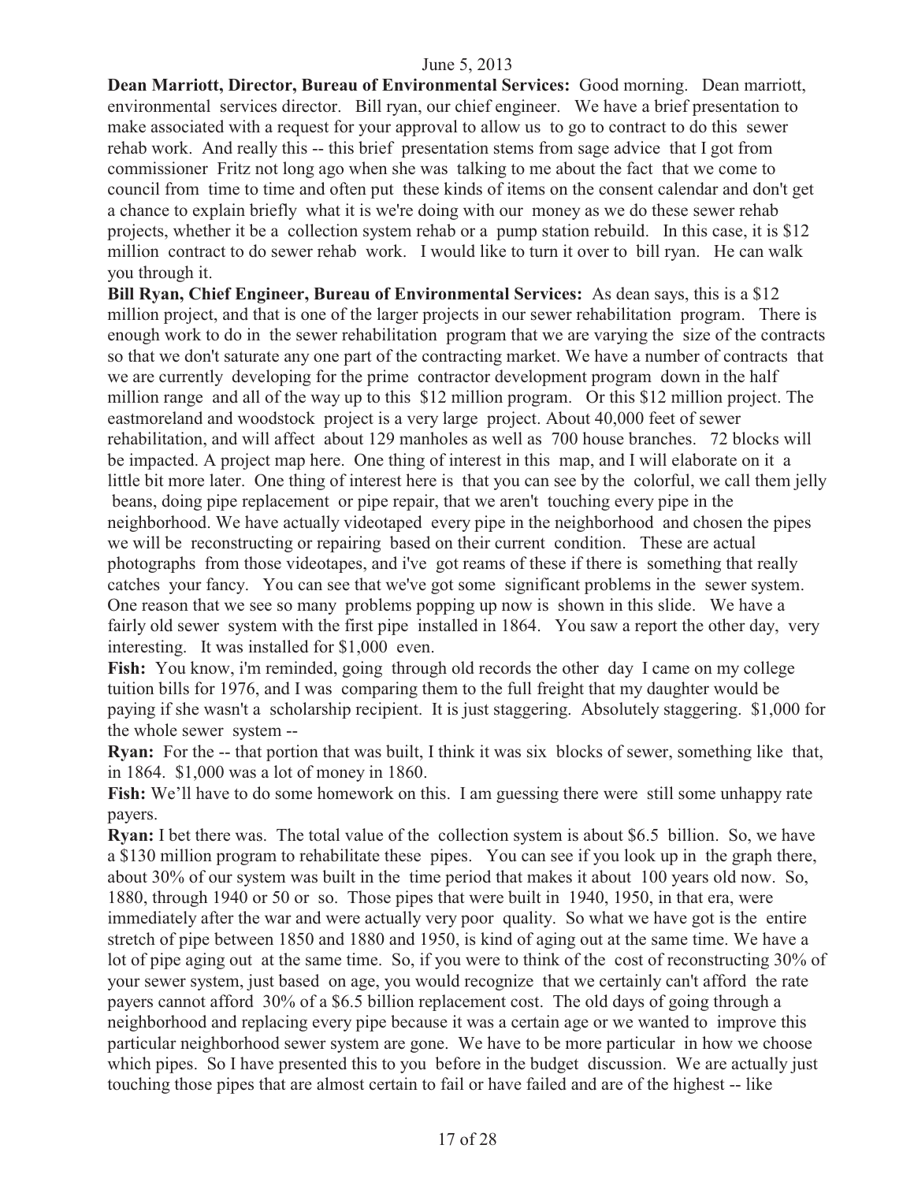**Dean Marriott, Director, Bureau of Environmental Services:** Good morning. Dean marriott, environmental services director. Bill ryan, our chief engineer. We have a brief presentation to make associated with a request for your approval to allow us to go to contract to do this sewer rehab work. And really this -- this brief presentation stems from sage advice that I got from commissioner Fritz not long ago when she was talking to me about the fact that we come to council from time to time and often put these kinds of items on the consent calendar and don't get a chance to explain briefly what it is we're doing with our money as we do these sewer rehab projects, whether it be a collection system rehab or a pump station rebuild. In this case, it is $12 million contract to do sewer rehab work. I would like to turn it over to bill ryan. He can walk you through it.

**Bill Ryan, Chief Engineer, Bureau of Environmental Services:** As dean says, this is a $12 million project, and that is one of the larger projects in our sewer rehabilitation program. There is enough work to do in the sewer rehabilitation program that we are varying the size of the contracts so that we don't saturate any one part of the contracting market. We have a number of contracts that we are currently developing for the prime contractor development program down in the half million range and all of the way up to this $12 million program. Or this $12 million project. The eastmoreland and woodstock project is a very large project. About 40,000 feet of sewer rehabilitation, and will affect about 129 manholes as well as 700 house branches. 72 blocks will be impacted. A project map here. One thing of interest in this map, and I will elaborate on it a little bit more later. One thing of interest here is that you can see by the colorful, we call them jelly beans, doing pipe replacement or pipe repair, that we aren't touching every pipe in the neighborhood. We have actually videotaped every pipe in the neighborhood and chosen the pipes we will be reconstructing or repairing based on their current condition. These are actual photographs from those videotapes, and i've got reams of these if there is something that really catches your fancy. You can see that we've got some significant problems in the sewer system. One reason that we see so many problems popping up now is shown in this slide. We have a fairly old sewer system with the first pipe installed in 1864. You saw a report the other day, very interesting. It was installed for $1,000 even.

**Fish:** You know, i'm reminded, going through old records the other day I came on my college tuition bills for 1976, and I was comparing them to the full freight that my daughter would be paying if she wasn't a scholarship recipient. It is just staggering. Absolutely staggering. $1,000 for the whole sewer system --

**Ryan:** For the -- that portion that was built, I think it was six blocks of sewer, something like that, in 1864. $1,000 was a lot of money in 1860.

**Fish:** We'll have to do some homework on this. I am guessing there were still some unhappy rate payers.

**Ryan:** I bet there was. The total value of the collection system is about $6.5 billion. So, we have a $130 million program to rehabilitate these pipes. You can see if you look up in the graph there, about 30% of our system was built in the time period that makes it about 100 years old now. So, 1880, through 1940 or 50 or so. Those pipes that were built in 1940, 1950, in that era, were immediately after the war and were actually very poor quality. So what we have got is the entire stretch of pipe between 1850 and 1880 and 1950, is kind of aging out at the same time. We have a lot of pipe aging out at the same time. So, if you were to think of the cost of reconstructing 30% of your sewer system, just based on age, you would recognize that we certainly can't afford the rate payers cannot afford 30% of a $6.5 billion replacement cost. The old days of going through a neighborhood and replacing every pipe because it was a certain age or we wanted to improve this particular neighborhood sewer system are gone. We have to be more particular in how we choose which pipes. So I have presented this to you before in the budget discussion. We are actually just touching those pipes that are almost certain to fail or have failed and are of the highest -- like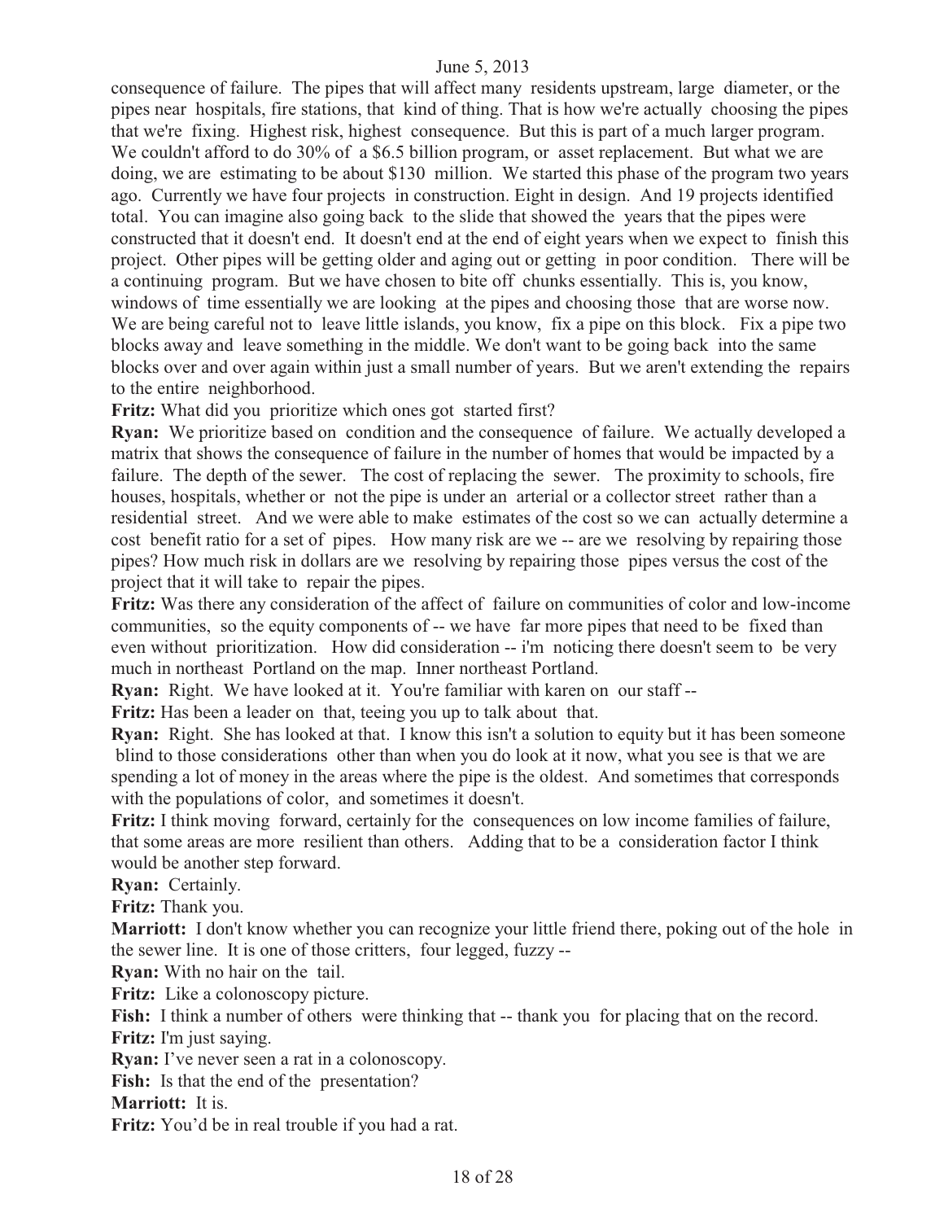consequence of failure. The pipes that will affect many residents upstream, large diameter, or the pipes near hospitals, fire stations, that kind of thing. That is how we're actually choosing the pipes that we're fixing. Highest risk, highest consequence. But this is part of a much larger program. We couldn't afford to do 30% of a $6.5 billion program, or asset replacement. But what we are doing, we are estimating to be about $130 million. We started this phase of the program two years ago. Currently we have four projects in construction. Eight in design. And 19 projects identified total. You can imagine also going back to the slide that showed the years that the pipes were constructed that it doesn't end. It doesn't end at the end of eight years when we expect to finish this project. Other pipes will be getting older and aging out or getting in poor condition. There will be a continuing program. But we have chosen to bite off chunks essentially. This is, you know, windows of time essentially we are looking at the pipes and choosing those that are worse now. We are being careful not to leave little islands, you know, fix a pipe on this block. Fix a pipe two blocks away and leave something in the middle. We don't want to be going back into the same blocks over and over again within just a small number of years. But we aren't extending the repairs to the entire neighborhood.

**Fritz:** What did you prioritize which ones got started first?

**Ryan:** We prioritize based on condition and the consequence of failure. We actually developed a matrix that shows the consequence of failure in the number of homes that would be impacted by a failure. The depth of the sewer. The cost of replacing the sewer. The proximity to schools, fire houses, hospitals, whether or not the pipe is under an arterial or a collector street rather than a residential street. And we were able to make estimates of the cost so we can actually determine a cost benefit ratio for a set of pipes. How many risk are we -- are we resolving by repairing those pipes? How much risk in dollars are we resolving by repairing those pipes versus the cost of the project that it will take to repair the pipes.

**Fritz:** Was there any consideration of the affect of failure on communities of color and low-income communities, so the equity components of -- we have far more pipes that need to be fixed than even without prioritization. How did consideration -- i'm noticing there doesn't seem to be very much in northeast Portland on the map. Inner northeast Portland.

**Ryan:** Right. We have looked at it. You're familiar with karen on our staff --

**Fritz:** Has been a leader on that, teeing you up to talk about that.

**Ryan:** Right. She has looked at that. I know this isn't a solution to equity but it has been someone blind to those considerations other than when you do look at it now, what you see is that we are spending a lot of money in the areas where the pipe is the oldest. And sometimes that corresponds with the populations of color, and sometimes it doesn't.

**Fritz:** I think moving forward, certainly for the consequences on low income families of failure, that some areas are more resilient than others. Adding that to be a consideration factor I think would be another step forward.

**Ryan:** Certainly.

**Fritz:** Thank you.

**Marriott:** I don't know whether you can recognize your little friend there, poking out of the hole in the sewer line. It is one of those critters, four legged, fuzzy --

**Ryan:** With no hair on the tail.

**Fritz:** Like a colonoscopy picture.

**Fish:** I think a number of others were thinking that -- thank you for placing that on the record.

**Fritz:** I'm just saying.

**Ryan:** I've never seen a rat in a colonoscopy.

**Fish:** Is that the end of the presentation?

**Marriott:** It is.

**Fritz:** You'd be in real trouble if you had a rat.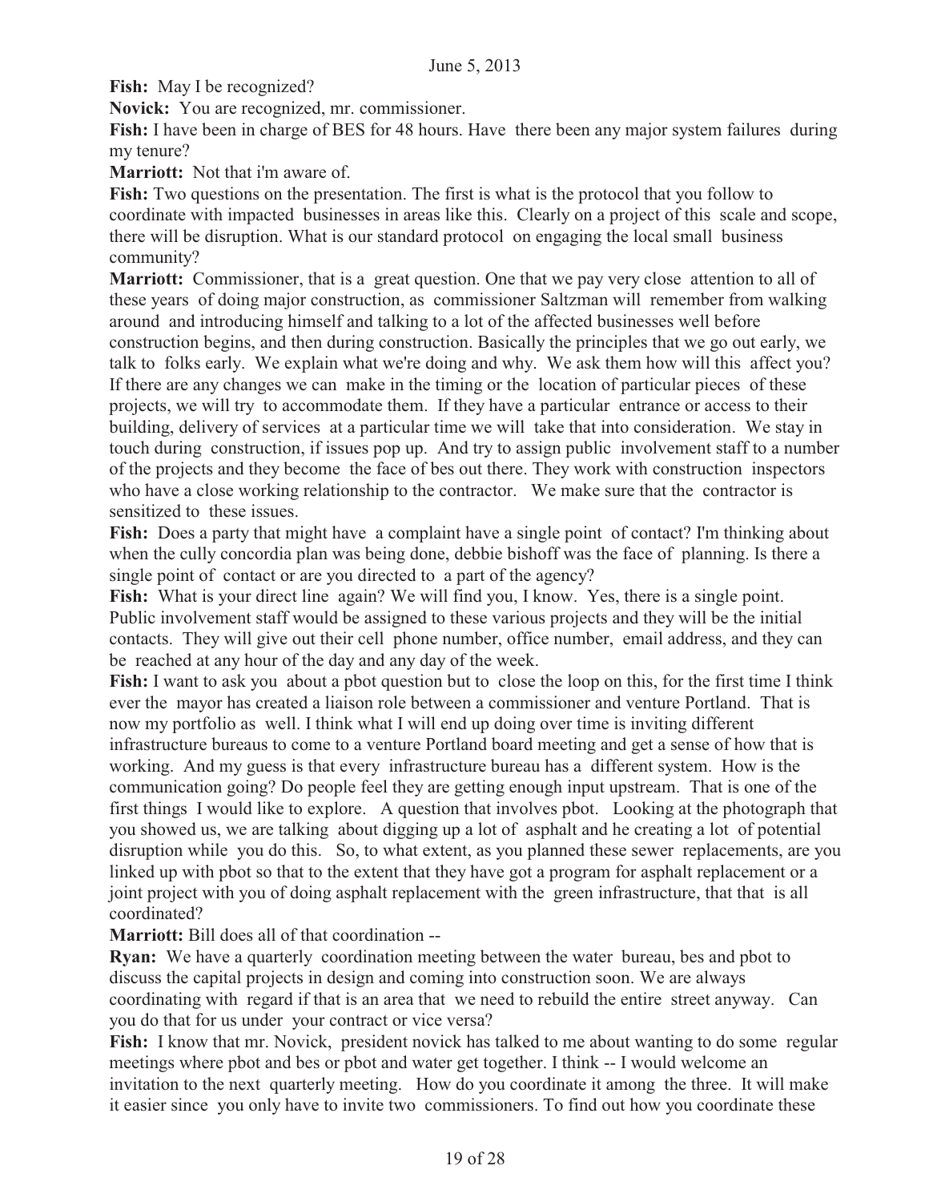**Fish:** May I be recognized?

**Novick:** You are recognized, mr. commissioner.

**Fish:** I have been in charge of BES for 48 hours. Have there been any major system failures during my tenure?

**Marriott:** Not that i'm aware of.

**Fish:** Two questions on the presentation. The first is what is the protocol that you follow to coordinate with impacted businesses in areas like this. Clearly on a project of this scale and scope, there will be disruption. What is our standard protocol on engaging the local small business community?

**Marriott:** Commissioner, that is a great question. One that we pay very close attention to all of these years of doing major construction, as commissioner Saltzman will remember from walking around and introducing himself and talking to a lot of the affected businesses well before construction begins, and then during construction. Basically the principles that we go out early, we talk to folks early. We explain what we're doing and why. We ask them how will this affect you? If there are any changes we can make in the timing or the location of particular pieces of these projects, we will try to accommodate them. If they have a particular entrance or access to their building, delivery of services at a particular time we will take that into consideration. We stay in touch during construction, if issues pop up. And try to assign public involvement staff to a number of the projects and they become the face of bes out there. They work with construction inspectors who have a close working relationship to the contractor. We make sure that the contractor is sensitized to these issues.

**Fish:** Does a party that might have a complaint have a single point of contact? I'm thinking about when the cully concordia plan was being done, debbie bishoff was the face of planning. Is there a single point of contact or are you directed to a part of the agency?

**Fish:** What is your direct line again? We will find you, I know. Yes, there is a single point. Public involvement staff would be assigned to these various projects and they will be the initial contacts. They will give out their cell phone number, office number, email address, and they can be reached at any hour of the day and any day of the week.

**Fish:** I want to ask you about a pbot question but to close the loop on this, for the first time I think ever the mayor has created a liaison role between a commissioner and venture Portland. That is now my portfolio as well. I think what I will end up doing over time is inviting different infrastructure bureaus to come to a venture Portland board meeting and get a sense of how that is working. And my guess is that every infrastructure bureau has a different system. How is the communication going? Do people feel they are getting enough input upstream. That is one of the first things I would like to explore. A question that involves pbot. Looking at the photograph that you showed us, we are talking about digging up a lot of asphalt and he creating a lot of potential disruption while you do this. So, to what extent, as you planned these sewer replacements, are you linked up with pbot so that to the extent that they have got a program for asphalt replacement or a joint project with you of doing asphalt replacement with the green infrastructure, that that is all coordinated?

**Marriott:** Bill does all of that coordination --

**Ryan:** We have a quarterly coordination meeting between the water bureau, bes and pbot to discuss the capital projects in design and coming into construction soon. We are always coordinating with regard if that is an area that we need to rebuild the entire street anyway. Can you do that for us under your contract or vice versa?

**Fish:** I know that mr. Novick, president novick has talked to me about wanting to do some regular meetings where pbot and bes or pbot and water get together. I think -- I would welcome an invitation to the next quarterly meeting. How do you coordinate it among the three. It will make it easier since you only have to invite two commissioners. To find out how you coordinate these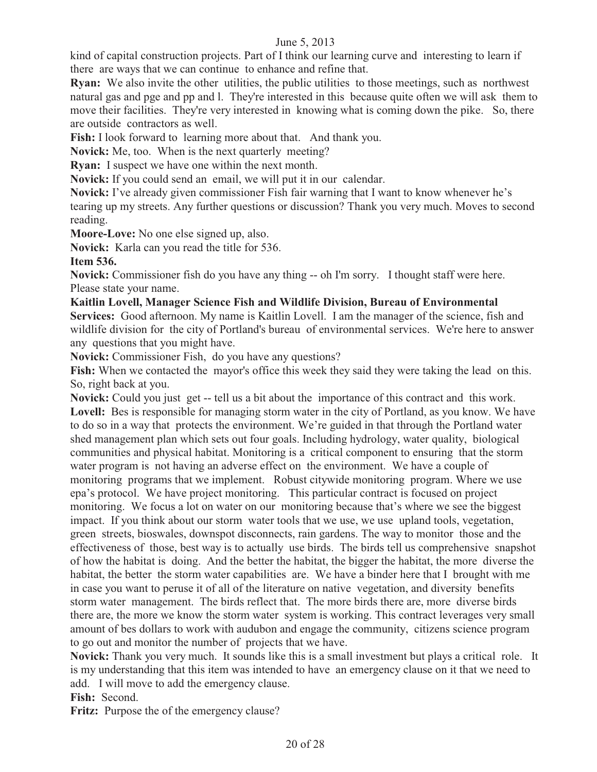kind of capital construction projects. Part of I think our learning curve and interesting to learn if there are ways that we can continue to enhance and refine that.

**Ryan:** We also invite the other utilities, the public utilities to those meetings, such as northwest natural gas and pge and pp and l. They're interested in this because quite often we will ask them to move their facilities. They're very interested in knowing what is coming down the pike. So, there are outside contractors as well.

**Fish:** I look forward to learning more about that. And thank you.

**Novick:** Me, too. When is the next quarterly meeting?

**Ryan:** I suspect we have one within the next month.

**Novick:** If you could send an email, we will put it in our calendar.

**Novick:** I've already given commissioner Fish fair warning that I want to know whenever he's tearing up my streets. Any further questions or discussion? Thank you very much. Moves to second reading.

**Moore-Love:** No one else signed up, also.

**Novick:** Karla can you read the title for 536.

**Item 536.**

**Novick:** Commissioner fish do you have any thing -- oh I'm sorry. I thought staff were here. Please state your name.

**Kaitlin Lovell, Manager Science Fish and Wildlife Division, Bureau of Environmental Services:** Good afternoon. My name is Kaitlin Lovell. I am the manager of the science, fish and wildlife division for the city of Portland's bureau of environmental services. We're here to answer any questions that you might have.

**Novick:** Commissioner Fish, do you have any questions?

**Fish:** When we contacted the mayor's office this week they said they were taking the lead on this. So, right back at you.

**Novick:** Could you just get -- tell us a bit about the importance of this contract and this work.

**Lovell:** Bes is responsible for managing storm water in the city of Portland, as you know. We have to do so in a way that protects the environment. We're guided in that through the Portland water shed management plan which sets out four goals. Including hydrology, water quality, biological communities and physical habitat. Monitoring is a critical component to ensuring that the storm water program is not having an adverse effect on the environment. We have a couple of monitoring programs that we implement. Robust citywide monitoring program. Where we use epa's protocol. We have project monitoring. This particular contract is focused on project monitoring. We focus a lot on water on our monitoring because that's where we see the biggest impact. If you think about our storm water tools that we use, we use upland tools, vegetation, green streets, bioswales, downspot disconnects, rain gardens. The way to monitor those and the effectiveness of those, best way is to actually use birds. The birds tell us comprehensive snapshot of how the habitat is doing. And the better the habitat, the bigger the habitat, the more diverse the habitat, the better the storm water capabilities are. We have a binder here that I brought with me in case you want to peruse it of all of the literature on native vegetation, and diversity benefits storm water management. The birds reflect that. The more birds there are, more diverse birds there are, the more we know the storm water system is working. This contract leverages very small amount of bes dollars to work with audubon and engage the community, citizens science program to go out and monitor the number of projects that we have.

**Novick:** Thank you very much. It sounds like this is a small investment but plays a critical role. It is my understanding that this item was intended to have an emergency clause on it that we need to add. I will move to add the emergency clause.

**Fish:** Second.

**Fritz:** Purpose the of the emergency clause?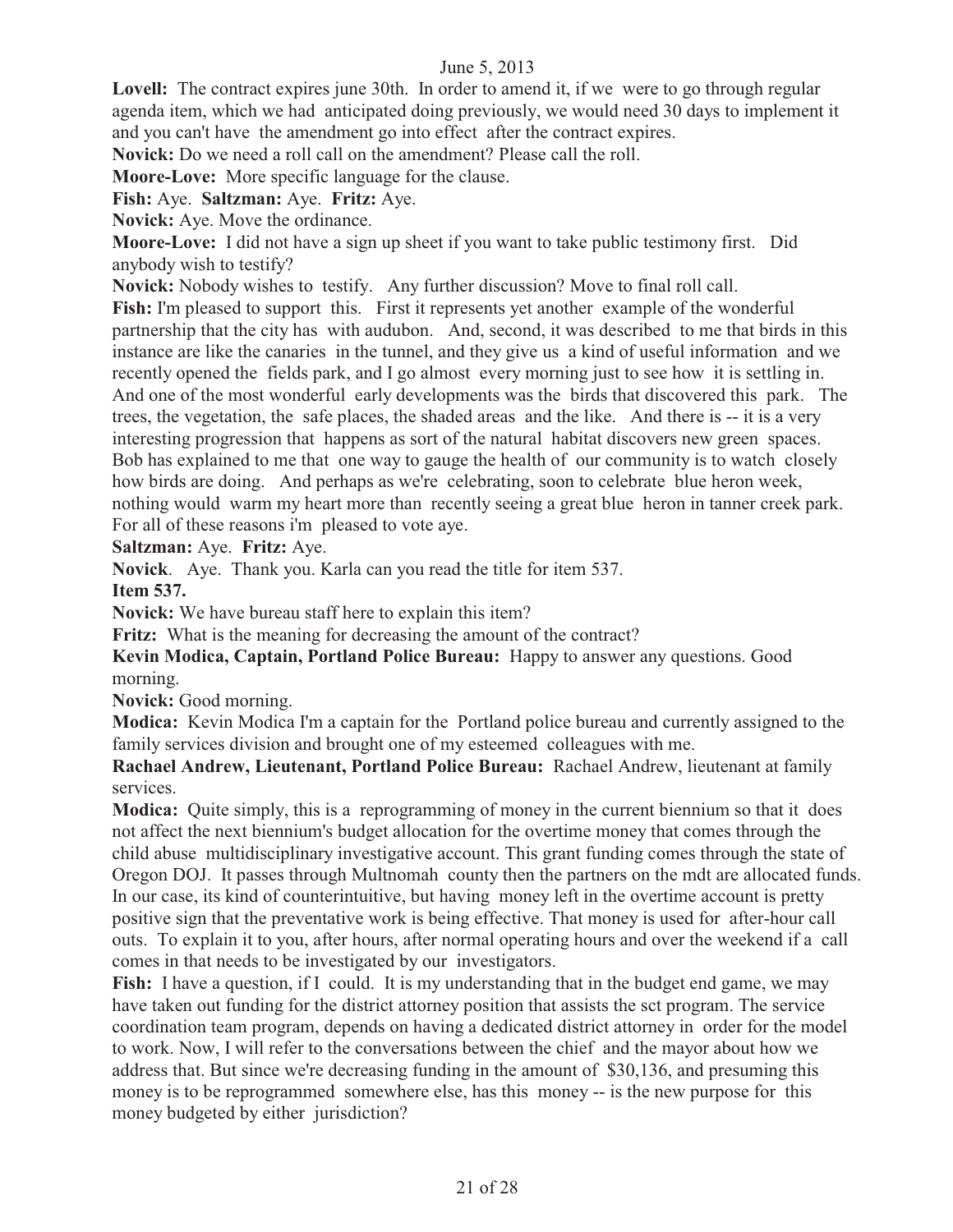**Lovell:** The contract expires june 30th. In order to amend it, if we were to go through regular agenda item, which we had anticipated doing previously, we would need 30 days to implement it and you can't have the amendment go into effect after the contract expires.

**Novick:** Do we need a roll call on the amendment? Please call the roll.

**Moore-Love:** More specific language for the clause.

**Fish:** Aye. **Saltzman:** Aye. **Fritz:** Aye.

**Novick:** Aye. Move the ordinance.

**Moore-Love:** I did not have a sign up sheet if you want to take public testimony first. Did anybody wish to testify?

**Novick:** Nobody wishes to testify. Any further discussion? Move to final roll call.

**Fish:** I'm pleased to support this. First it represents yet another example of the wonderful partnership that the city has with audubon. And, second, it was described to me that birds in this instance are like the canaries in the tunnel, and they give us a kind of useful information and we recently opened the fields park, and I go almost every morning just to see how it is settling in. And one of the most wonderful early developments was the birds that discovered this park. The trees, the vegetation, the safe places, the shaded areas and the like. And there is -- it is a very interesting progression that happens as sort of the natural habitat discovers new green spaces. Bob has explained to me that one way to gauge the health of our community is to watch closely how birds are doing. And perhaps as we're celebrating, soon to celebrate blue heron week, nothing would warm my heart more than recently seeing a great blue heron in tanner creek park. For all of these reasons i'm pleased to vote aye.

**Saltzman:** Aye. **Fritz:** Aye.

**Novick**. Aye. Thank you. Karla can you read the title for item 537.

**Item 537.**

**Novick:** We have bureau staff here to explain this item?

**Fritz:** What is the meaning for decreasing the amount of the contract?

**Kevin Modica, Captain, Portland Police Bureau:** Happy to answer any questions. Good morning.

**Novick:** Good morning.

**Modica:** Kevin Modica I'm a captain for the Portland police bureau and currently assigned to the family services division and brought one of my esteemed colleagues with me.

**Rachael Andrew, Lieutenant, Portland Police Bureau:** Rachael Andrew, lieutenant at family services.

**Modica:** Quite simply, this is a reprogramming of money in the current biennium so that it does not affect the next biennium's budget allocation for the overtime money that comes through the child abuse multidisciplinary investigative account. This grant funding comes through the state of Oregon DOJ. It passes through Multnomah county then the partners on the mdt are allocated funds. In our case, its kind of counterintuitive, but having money left in the overtime account is pretty positive sign that the preventative work is being effective. That money is used for after-hour call outs. To explain it to you, after hours, after normal operating hours and over the weekend if a call comes in that needs to be investigated by our investigators.

**Fish:** I have a question, if I could. It is my understanding that in the budget end game, we may have taken out funding for the district attorney position that assists the sct program. The service coordination team program, depends on having a dedicated district attorney in order for the model to work. Now, I will refer to the conversations between the chief and the mayor about how we address that. But since we're decreasing funding in the amount of $30,136, and presuming this money is to be reprogrammed somewhere else, has this money -- is the new purpose for this money budgeted by either jurisdiction?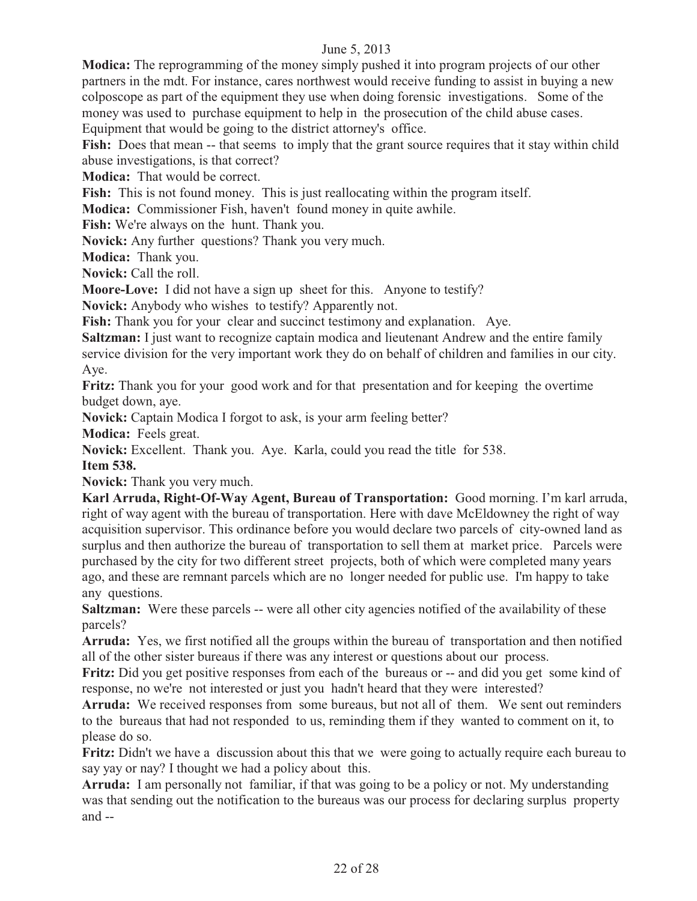**Modica:** The reprogramming of the money simply pushed it into program projects of our other partners in the mdt. For instance, cares northwest would receive funding to assist in buying a new colposcope as part of the equipment they use when doing forensic investigations. Some of the money was used to purchase equipment to help in the prosecution of the child abuse cases. Equipment that would be going to the district attorney's office.

**Fish:** Does that mean -- that seems to imply that the grant source requires that it stay within child abuse investigations, is that correct?

**Modica:** That would be correct.

**Fish:** This is not found money. This is just reallocating within the program itself.

**Modica:** Commissioner Fish, haven't found money in quite awhile.

**Fish:** We're always on the hunt. Thank you.

**Novick:** Any further questions? Thank you very much.

**Modica:** Thank you.

**Novick:** Call the roll.

**Moore-Love:** I did not have a sign up sheet for this. Anyone to testify?

**Novick:** Anybody who wishes to testify? Apparently not.

**Fish:** Thank you for your clear and succinct testimony and explanation. Aye.

**Saltzman:** I just want to recognize captain modica and lieutenant Andrew and the entire family service division for the very important work they do on behalf of children and families in our city. Aye.

**Fritz:** Thank you for your good work and for that presentation and for keeping the overtime budget down, aye.

**Novick:** Captain Modica I forgot to ask, is your arm feeling better?

**Modica:** Feels great.

**Novick:** Excellent. Thank you. Aye. Karla, could you read the title for 538.

**Item 538.**

**Novick:** Thank you very much.

**Karl Arruda, Right-Of-Way Agent, Bureau of Transportation:** Good morning. I'm karl arruda, right of way agent with the bureau of transportation. Here with dave McEldowney the right of way acquisition supervisor. This ordinance before you would declare two parcels of city-owned land as surplus and then authorize the bureau of transportation to sell them at market price. Parcels were purchased by the city for two different street projects, both of which were completed many years ago, and these are remnant parcels which are no longer needed for public use. I'm happy to take any questions.

**Saltzman:** Were these parcels -- were all other city agencies notified of the availability of these parcels?

**Arruda:** Yes, we first notified all the groups within the bureau of transportation and then notified all of the other sister bureaus if there was any interest or questions about our process.

**Fritz:** Did you get positive responses from each of the bureaus or -- and did you get some kind of response, no we're not interested or just you hadn't heard that they were interested?

**Arruda:** We received responses from some bureaus, but not all of them. We sent out reminders to the bureaus that had not responded to us, reminding them if they wanted to comment on it, to please do so.

**Fritz:** Didn't we have a discussion about this that we were going to actually require each bureau to say yay or nay? I thought we had a policy about this.

**Arruda:** I am personally not familiar, if that was going to be a policy or not. My understanding was that sending out the notification to the bureaus was our process for declaring surplus property and --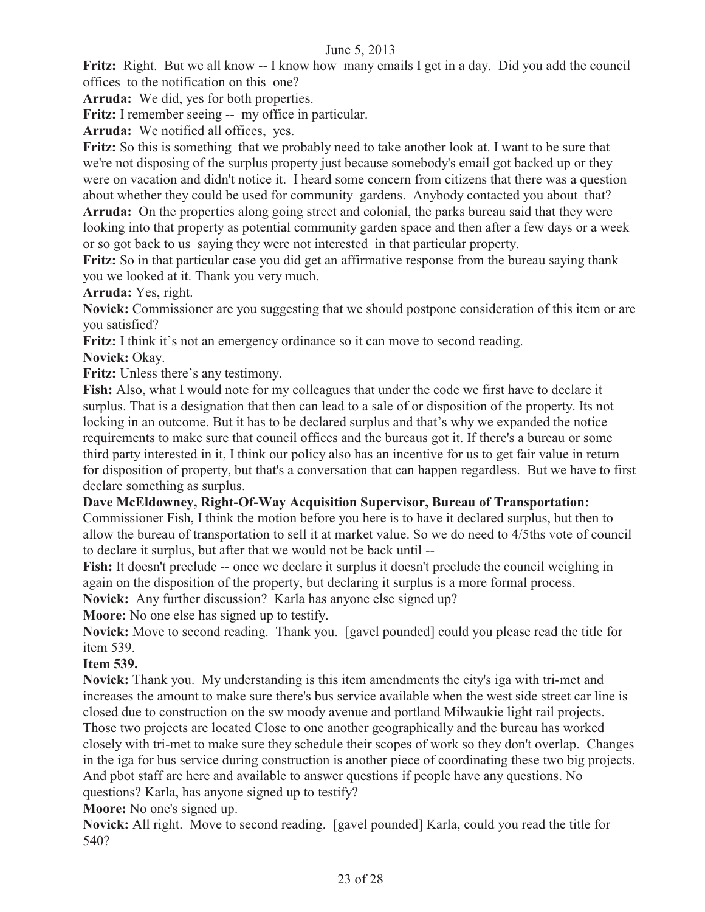**Fritz:** Right. But we all know -- I know how many emails I get in a day. Did you add the council offices to the notification on this one?

**Arruda:** We did, yes for both properties.

**Fritz:** I remember seeing -- my office in particular.

**Arruda:** We notified all offices, yes.

**Fritz:** So this is something that we probably need to take another look at. I want to be sure that we're not disposing of the surplus property just because somebody's email got backed up or they were on vacation and didn't notice it. I heard some concern from citizens that there was a question about whether they could be used for community gardens. Anybody contacted you about that?

**Arruda:** On the properties along going street and colonial, the parks bureau said that they were looking into that property as potential community garden space and then after a few days or a week or so got back to us saying they were not interested in that particular property.

**Fritz:** So in that particular case you did get an affirmative response from the bureau saying thank you we looked at it. Thank you very much.

**Arruda:** Yes, right.

**Novick:** Commissioner are you suggesting that we should postpone consideration of this item or are you satisfied?

**Fritz:** I think it's not an emergency ordinance so it can move to second reading.

**Novick:** Okay.

**Fritz:** Unless there's any testimony.

**Fish:** Also, what I would note for my colleagues that under the code we first have to declare it surplus. That is a designation that then can lead to a sale of or disposition of the property. Its not locking in an outcome. But it has to be declared surplus and that's why we expanded the notice requirements to make sure that council offices and the bureaus got it. If there's a bureau or some third party interested in it, I think our policy also has an incentive for us to get fair value in return for disposition of property, but that's a conversation that can happen regardless. But we have to first declare something as surplus.

**Dave McEldowney, Right-Of-Way Acquisition Supervisor, Bureau of Transportation:** Commissioner Fish, I think the motion before you here is to have it declared surplus, but then to allow the bureau of transportation to sell it at market value. So we do need to 4/5ths vote of council to declare it surplus, but after that we would not be back until --

**Fish:** It doesn't preclude -- once we declare it surplus it doesn't preclude the council weighing in again on the disposition of the property, but declaring it surplus is a more formal process.

**Novick:** Any further discussion? Karla has anyone else signed up?

**Moore:** No one else has signed up to testify.

**Novick:** Move to second reading. Thank you. [gavel pounded] could you please read the title for item 539.

**Item 539.**

**Novick:** Thank you. My understanding is this item amendments the city's iga with tri-met and increases the amount to make sure there's bus service available when the west side street car line is closed due to construction on the sw moody avenue and portland Milwaukie light rail projects. Those two projects are located Close to one another geographically and the bureau has worked closely with tri-met to make sure they schedule their scopes of work so they don't overlap. Changes in the iga for bus service during construction is another piece of coordinating these two big projects. And pbot staff are here and available to answer questions if people have any questions. No questions? Karla, has anyone signed up to testify?

**Moore:** No one's signed up.

**Novick:** All right. Move to second reading. [gavel pounded] Karla, could you read the title for 540?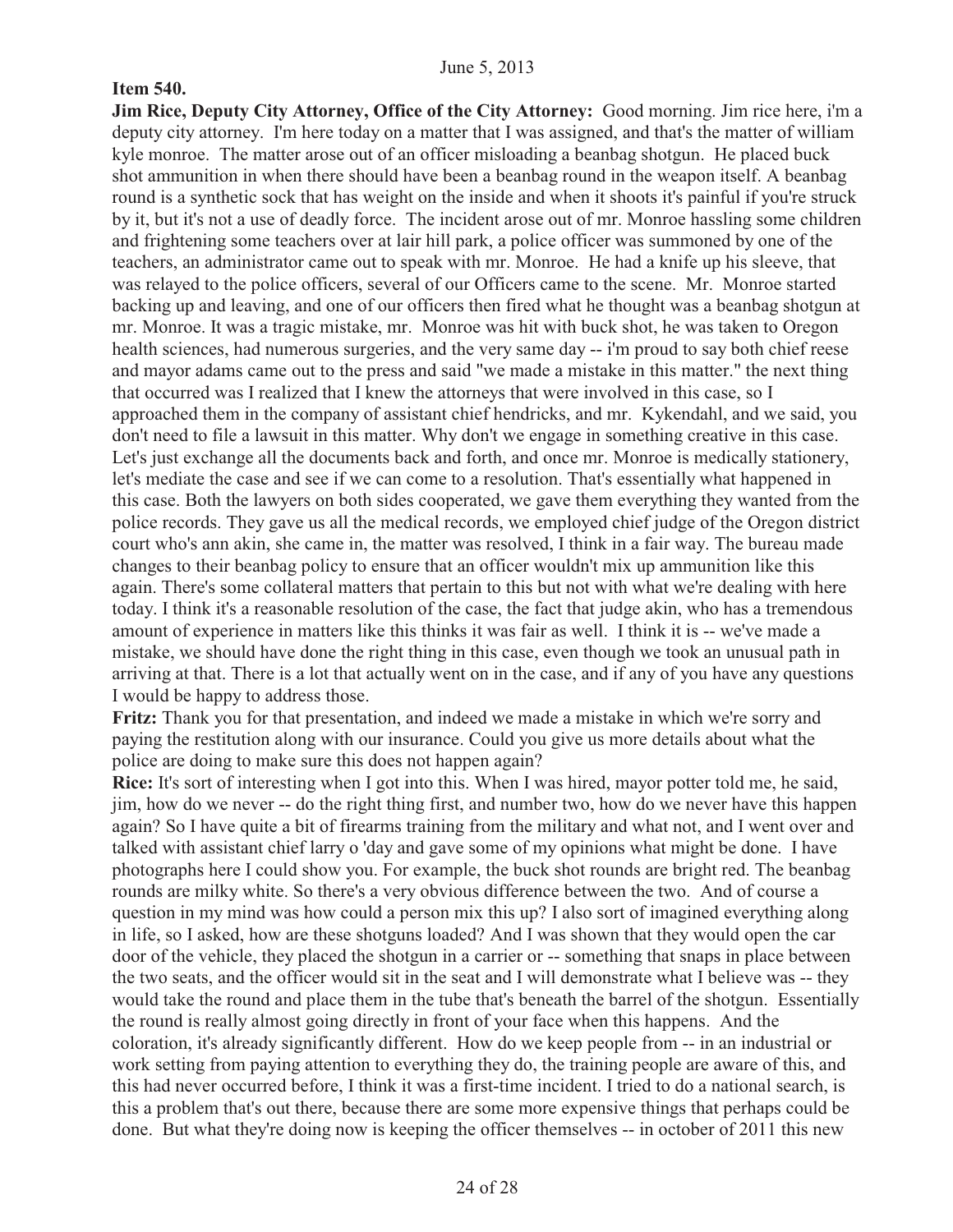**Item 540.**

**Jim Rice, Deputy City Attorney, Office of the City Attorney:** Good morning. Jim rice here, i'm a deputy city attorney. I'm here today on a matter that I was assigned, and that's the matter of william kyle monroe. The matter arose out of an officer misloading a beanbag shotgun. He placed buck shot ammunition in when there should have been a beanbag round in the weapon itself. A beanbag round is a synthetic sock that has weight on the inside and when it shoots it's painful if you're struck by it, but it's not a use of deadly force. The incident arose out of mr. Monroe hassling some children and frightening some teachers over at lair hill park, a police officer was summoned by one of the teachers, an administrator came out to speak with mr. Monroe. He had a knife up his sleeve, that was relayed to the police officers, several of our Officers came to the scene. Mr. Monroe started backing up and leaving, and one of our officers then fired what he thought was a beanbag shotgun at mr. Monroe. It was a tragic mistake, mr. Monroe was hit with buck shot, he was taken to Oregon health sciences, had numerous surgeries, and the very same day -- i'm proud to say both chief reese and mayor adams came out to the press and said "we made a mistake in this matter." the next thing that occurred was I realized that I knew the attorneys that were involved in this case, so I approached them in the company of assistant chief hendricks, and mr. Kykendahl, and we said, you don't need to file a lawsuit in this matter. Why don't we engage in something creative in this case. Let's just exchange all the documents back and forth, and once mr. Monroe is medically stationery, let's mediate the case and see if we can come to a resolution. That's essentially what happened in this case. Both the lawyers on both sides cooperated, we gave them everything they wanted from the police records. They gave us all the medical records, we employed chief judge of the Oregon district court who's ann akin, she came in, the matter was resolved, I think in a fair way. The bureau made changes to their beanbag policy to ensure that an officer wouldn't mix up ammunition like this again. There's some collateral matters that pertain to this but not with what we're dealing with here today. I think it's a reasonable resolution of the case, the fact that judge akin, who has a tremendous amount of experience in matters like this thinks it was fair as well. I think it is -- we've made a mistake, we should have done the right thing in this case, even though we took an unusual path in arriving at that. There is a lot that actually went on in the case, and if any of you have any questions I would be happy to address those.

**Fritz:** Thank you for that presentation, and indeed we made a mistake in which we're sorry and paying the restitution along with our insurance. Could you give us more details about what the police are doing to make sure this does not happen again?

**Rice:** It's sort of interesting when I got into this. When I was hired, mayor potter told me, he said, jim, how do we never -- do the right thing first, and number two, how do we never have this happen again? So I have quite a bit of firearms training from the military and what not, and I went over and talked with assistant chief larry o 'day and gave some of my opinions what might be done. I have photographs here I could show you. For example, the buck shot rounds are bright red. The beanbag rounds are milky white. So there's a very obvious difference between the two. And of course a question in my mind was how could a person mix this up? I also sort of imagined everything along in life, so I asked, how are these shotguns loaded? And I was shown that they would open the car door of the vehicle, they placed the shotgun in a carrier or -- something that snaps in place between the two seats, and the officer would sit in the seat and I will demonstrate what I believe was -- they would take the round and place them in the tube that's beneath the barrel of the shotgun. Essentially the round is really almost going directly in front of your face when this happens. And the coloration, it's already significantly different. How do we keep people from -- in an industrial or work setting from paying attention to everything they do, the training people are aware of this, and this had never occurred before, I think it was a first-time incident. I tried to do a national search, is this a problem that's out there, because there are some more expensive things that perhaps could be done. But what they're doing now is keeping the officer themselves -- in october of 2011 this new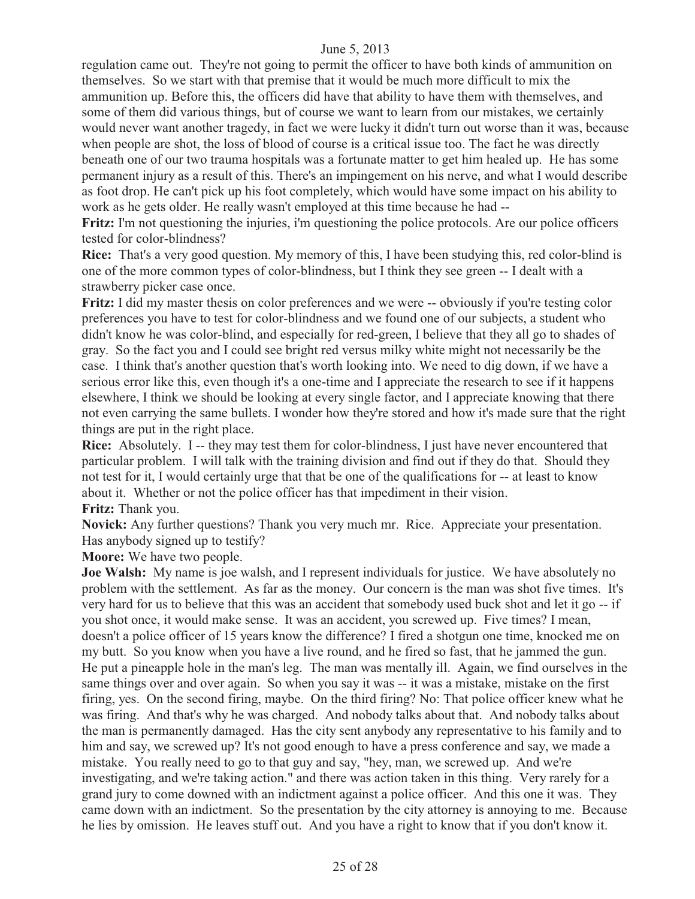regulation came out. They're not going to permit the officer to have both kinds of ammunition on themselves. So we start with that premise that it would be much more difficult to mix the ammunition up. Before this, the officers did have that ability to have them with themselves, and some of them did various things, but of course we want to learn from our mistakes, we certainly would never want another tragedy, in fact we were lucky it didn't turn out worse than it was, because when people are shot, the loss of blood of course is a critical issue too. The fact he was directly beneath one of our two trauma hospitals was a fortunate matter to get him healed up. He has some permanent injury as a result of this. There's an impingement on his nerve, and what I would describe as foot drop. He can't pick up his foot completely, which would have some impact on his ability to work as he gets older. He really wasn't employed at this time because he had --

**Fritz:** I'm not questioning the injuries, i'm questioning the police protocols. Are our police officers tested for color-blindness?

**Rice:** That's a very good question. My memory of this, I have been studying this, red color-blind is one of the more common types of color-blindness, but I think they see green -- I dealt with a strawberry picker case once.

**Fritz:** I did my master thesis on color preferences and we were -- obviously if you're testing color preferences you have to test for color-blindness and we found one of our subjects, a student who didn't know he was color-blind, and especially for red-green, I believe that they all go to shades of gray. So the fact you and I could see bright red versus milky white might not necessarily be the case. I think that's another question that's worth looking into. We need to dig down, if we have a serious error like this, even though it's a one-time and I appreciate the research to see if it happens elsewhere, I think we should be looking at every single factor, and I appreciate knowing that there not even carrying the same bullets. I wonder how they're stored and how it's made sure that the right things are put in the right place.

**Rice:** Absolutely. I -- they may test them for color-blindness, I just have never encountered that particular problem. I will talk with the training division and find out if they do that. Should they not test for it, I would certainly urge that that be one of the qualifications for -- at least to know about it. Whether or not the police officer has that impediment in their vision.

**Fritz:** Thank you.

**Novick:** Any further questions? Thank you very much mr. Rice. Appreciate your presentation. Has anybody signed up to testify?

**Moore:** We have two people.

**Joe Walsh:** My name is joe walsh, and I represent individuals for justice. We have absolutely no problem with the settlement. As far as the money. Our concern is the man was shot five times. It's very hard for us to believe that this was an accident that somebody used buck shot and let it go -- if you shot once, it would make sense. It was an accident, you screwed up. Five times? I mean, doesn't a police officer of 15 years know the difference? I fired a shotgun one time, knocked me on my butt. So you know when you have a live round, and he fired so fast, that he jammed the gun. He put a pineapple hole in the man's leg. The man was mentally ill. Again, we find ourselves in the same things over and over again. So when you say it was -- it was a mistake, mistake on the first firing, yes. On the second firing, maybe. On the third firing? No: That police officer knew what he was firing. And that's why he was charged. And nobody talks about that. And nobody talks about the man is permanently damaged. Has the city sent anybody any representative to his family and to him and say, we screwed up? It's not good enough to have a press conference and say, we made a mistake. You really need to go to that guy and say, "hey, man, we screwed up. And we're investigating, and we're taking action." and there was action taken in this thing. Very rarely for a grand jury to come downed with an indictment against a police officer. And this one it was. They came down with an indictment. So the presentation by the city attorney is annoying to me. Because he lies by omission. He leaves stuff out. And you have a right to know that if you don't know it.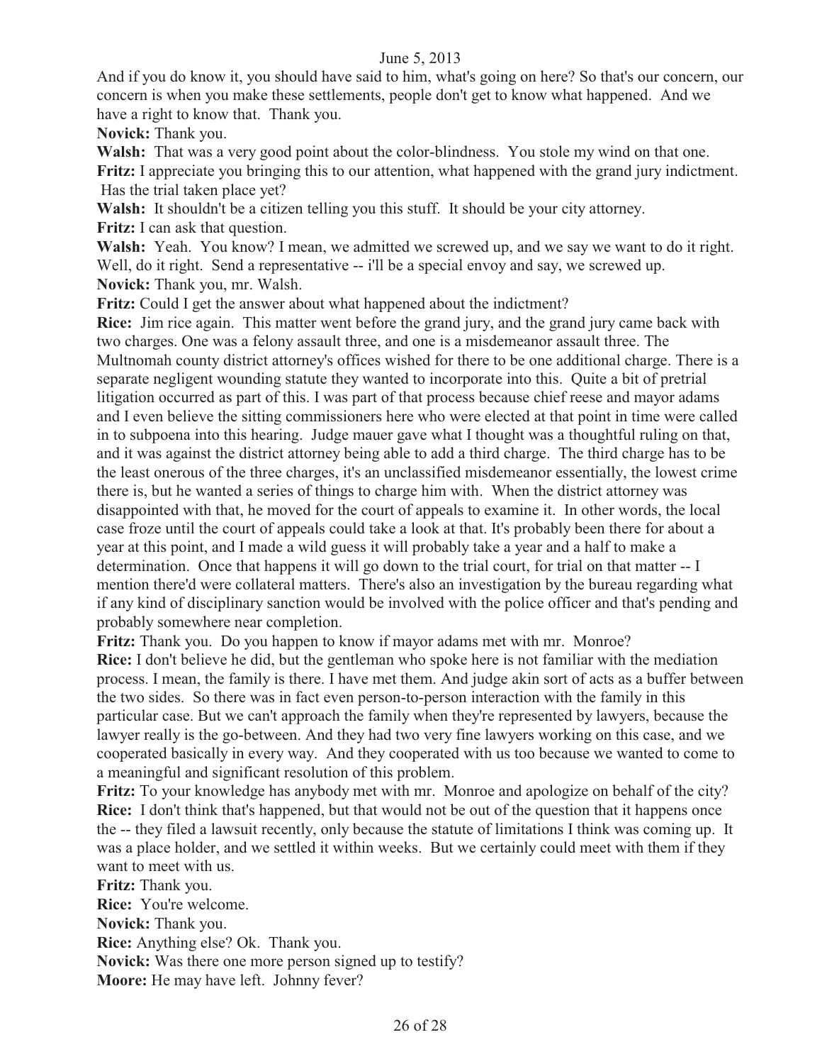And if you do know it, you should have said to him, what's going on here? So that's our concern, our concern is when you make these settlements, people don't get to know what happened. And we have a right to know that. Thank you.

**Novick:** Thank you.

**Walsh:** That was a very good point about the color-blindness. You stole my wind on that one.

**Fritz:** I appreciate you bringing this to our attention, what happened with the grand jury indictment. Has the trial taken place yet?

**Walsh:** It shouldn't be a citizen telling you this stuff. It should be your city attorney.

**Fritz:** I can ask that question.

**Walsh:** Yeah. You know? I mean, we admitted we screwed up, and we say we want to do it right. Well, do it right. Send a representative -- i'll be a special envoy and say, we screwed up.

**Novick:** Thank you, mr. Walsh.

**Fritz:** Could I get the answer about what happened about the indictment?

**Rice:** Jim rice again. This matter went before the grand jury, and the grand jury came back with two charges. One was a felony assault three, and one is a misdemeanor assault three. The Multnomah county district attorney's offices wished for there to be one additional charge. There is a separate negligent wounding statute they wanted to incorporate into this. Quite a bit of pretrial litigation occurred as part of this. I was part of that process because chief reese and mayor adams and I even believe the sitting commissioners here who were elected at that point in time were called in to subpoena into this hearing. Judge mauer gave what I thought was a thoughtful ruling on that, and it was against the district attorney being able to add a third charge. The third charge has to be the least onerous of the three charges, it's an unclassified misdemeanor essentially, the lowest crime there is, but he wanted a series of things to charge him with. When the district attorney was disappointed with that, he moved for the court of appeals to examine it. In other words, the local case froze until the court of appeals could take a look at that. It's probably been there for about a year at this point, and I made a wild guess it will probably take a year and a half to make a determination. Once that happens it will go down to the trial court, for trial on that matter -- I mention there'd were collateral matters. There's also an investigation by the bureau regarding what if any kind of disciplinary sanction would be involved with the police officer and that's pending and probably somewhere near completion.

**Fritz:** Thank you. Do you happen to know if mayor adams met with mr. Monroe?

**Rice:** I don't believe he did, but the gentleman who spoke here is not familiar with the mediation process. I mean, the family is there. I have met them. And judge akin sort of acts as a buffer between the two sides. So there was in fact even person-to-person interaction with the family in this particular case. But we can't approach the family when they're represented by lawyers, because the lawyer really is the go-between. And they had two very fine lawyers working on this case, and we cooperated basically in every way. And they cooperated with us too because we wanted to come to a meaningful and significant resolution of this problem.

**Fritz:** To your knowledge has anybody met with mr. Monroe and apologize on behalf of the city?

**Rice:** I don't think that's happened, but that would not be out of the question that it happens once the -- they filed a lawsuit recently, only because the statute of limitations I think was coming up. It was a place holder, and we settled it within weeks. But we certainly could meet with them if they want to meet with us.

**Fritz:** Thank you.

**Rice:** You're welcome.

**Novick:** Thank you.

**Rice:** Anything else? Ok. Thank you.

**Novick:** Was there one more person signed up to testify?

**Moore:** He may have left. Johnny fever?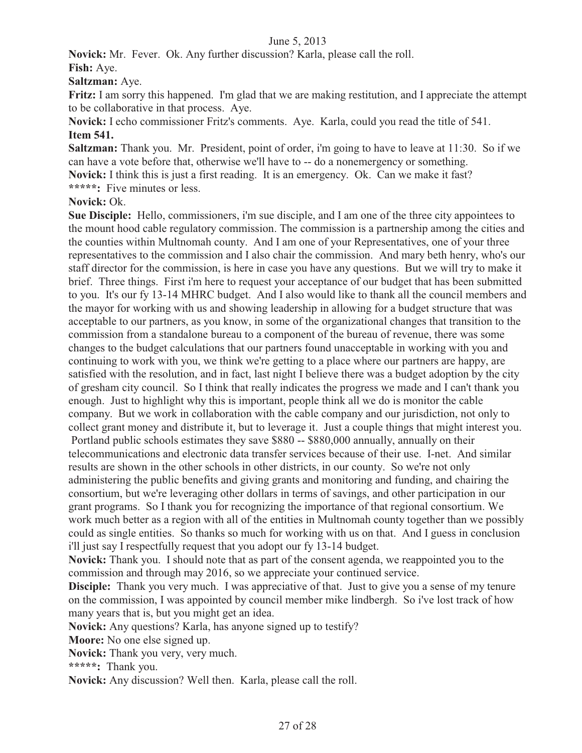**Novick:** Mr. Fever. Ok. Any further discussion? Karla, please call the roll.

**Fish:** Aye.

**Saltzman:** Aye.

**Fritz:** I am sorry this happened. I'm glad that we are making restitution, and I appreciate the attempt to be collaborative in that process. Aye.

**Novick:** I echo commissioner Fritz's comments. Aye. Karla, could you read the title of 541.

**Item 541.**

**Saltzman:** Thank you. Mr. President, point of order, i'm going to have to leave at 11:30. So if we can have a vote before that, otherwise we'll have to -- do a nonemergency or something.

**Novick:** I think this is just a first reading. It is an emergency. Ok. Can we make it fast?

**\*\*\*\*\*:** Five minutes or less.

**Novick:** Ok.

**Sue Disciple:** Hello, commissioners, i'm sue disciple, and I am one of the three city appointees to the mount hood cable regulatory commission. The commission is a partnership among the cities and the counties within Multnomah county. And I am one of your Representatives, one of your three representatives to the commission and I also chair the commission. And mary beth henry, who's our staff director for the commission, is here in case you have any questions. But we will try to make it brief. Three things. First i'm here to request your acceptance of our budget that has been submitted to you. It's our fy 13-14 MHRC budget. And I also would like to thank all the council members and the mayor for working with us and showing leadership in allowing for a budget structure that was acceptable to our partners, as you know, in some of the organizational changes that transition to the commission from a standalone bureau to a component of the bureau of revenue, there was some changes to the budget calculations that our partners found unacceptable in working with you and continuing to work with you, we think we're getting to a place where our partners are happy, are satisfied with the resolution, and in fact, last night I believe there was a budget adoption by the city of gresham city council. So I think that really indicates the progress we made and I can't thank you enough. Just to highlight why this is important, people think all we do is monitor the cable company. But we work in collaboration with the cable company and our jurisdiction, not only to collect grant money and distribute it, but to leverage it. Just a couple things that might interest you. Portland public schools estimates they save \$880 -- \$880,000 annually, annually on their telecommunications and electronic data transfer services because of their use. I-net. And similar results are shown in the other schools in other districts, in our county. So we're not only administering the public benefits and giving grants and monitoring and funding, and chairing the consortium, but we're leveraging other dollars in terms of savings, and other participation in our grant programs. So I thank you for recognizing the importance of that regional consortium. We work much better as a region with all of the entities in Multnomah county together than we possibly could as single entities. So thanks so much for working with us on that. And I guess in conclusion i'll just say I respectfully request that you adopt our fy 13-14 budget.

**Novick:** Thank you. I should note that as part of the consent agenda, we reappointed you to the commission and through may 2016, so we appreciate your continued service.

**Disciple:** Thank you very much. I was appreciative of that. Just to give you a sense of my tenure on the commission, I was appointed by council member mike lindbergh. So i've lost track of how many years that is, but you might get an idea.

**Novick:** Any questions? Karla, has anyone signed up to testify?

**Moore:** No one else signed up.

**Novick:** Thank you very, very much.

**\*\*\*\*\*:** Thank you.

**Novick:** Any discussion? Well then. Karla, please call the roll.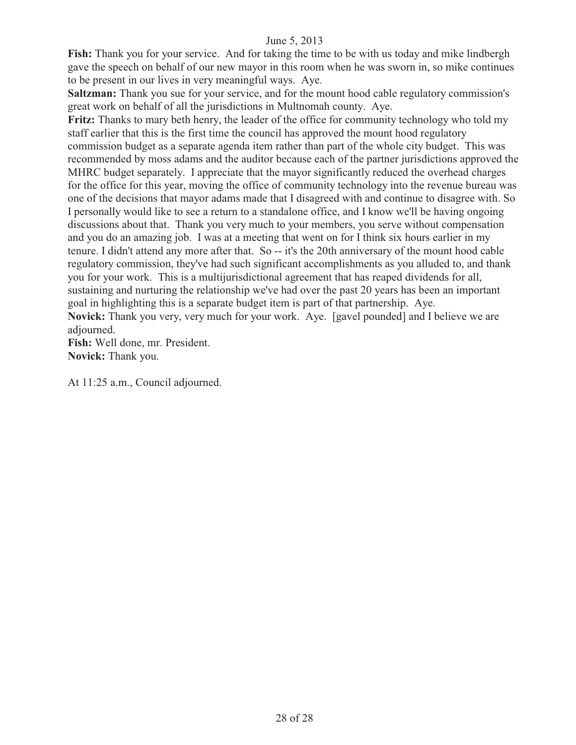**Fish:** Thank you for your service. And for taking the time to be with us today and mike lindbergh gave the speech on behalf of our new mayor in this room when he was sworn in, so mike continues to be present in our lives in very meaningful ways. Aye.

**Saltzman:** Thank you sue for your service, and for the mount hood cable regulatory commission's great work on behalf of all the jurisdictions in Multnomah county. Aye.

**Fritz:** Thanks to mary beth henry, the leader of the office for community technology who told my staff earlier that this is the first time the council has approved the mount hood regulatory commission budget as a separate agenda item rather than part of the whole city budget. This was recommended by moss adams and the auditor because each of the partner jurisdictions approved the MHRC budget separately. I appreciate that the mayor significantly reduced the overhead charges for the office for this year, moving the office of community technology into the revenue bureau was one of the decisions that mayor adams made that I disagreed with and continue to disagree with. So I personally would like to see a return to a standalone office, and I know we'll be having ongoing discussions about that. Thank you very much to your members, you serve without compensation and you do an amazing job. I was at a meeting that went on for I think six hours earlier in my tenure. I didn't attend any more after that. So -- it's the 20th anniversary of the mount hood cable regulatory commission, they've had such significant accomplishments as you alluded to, and thank you for your work. This is a multijurisdictional agreement that has reaped dividends for all, sustaining and nurturing the relationship we've had over the past 20 years has been an important goal in highlighting this is a separate budget item is part of that partnership. Aye.

**Novick:** Thank you very, very much for your work. Aye. [gavel pounded] and I believe we are adjourned.

**Fish:** Well done, mr. President.

**Novick:** Thank you.

At 11:25 a.m., Council adjourned.